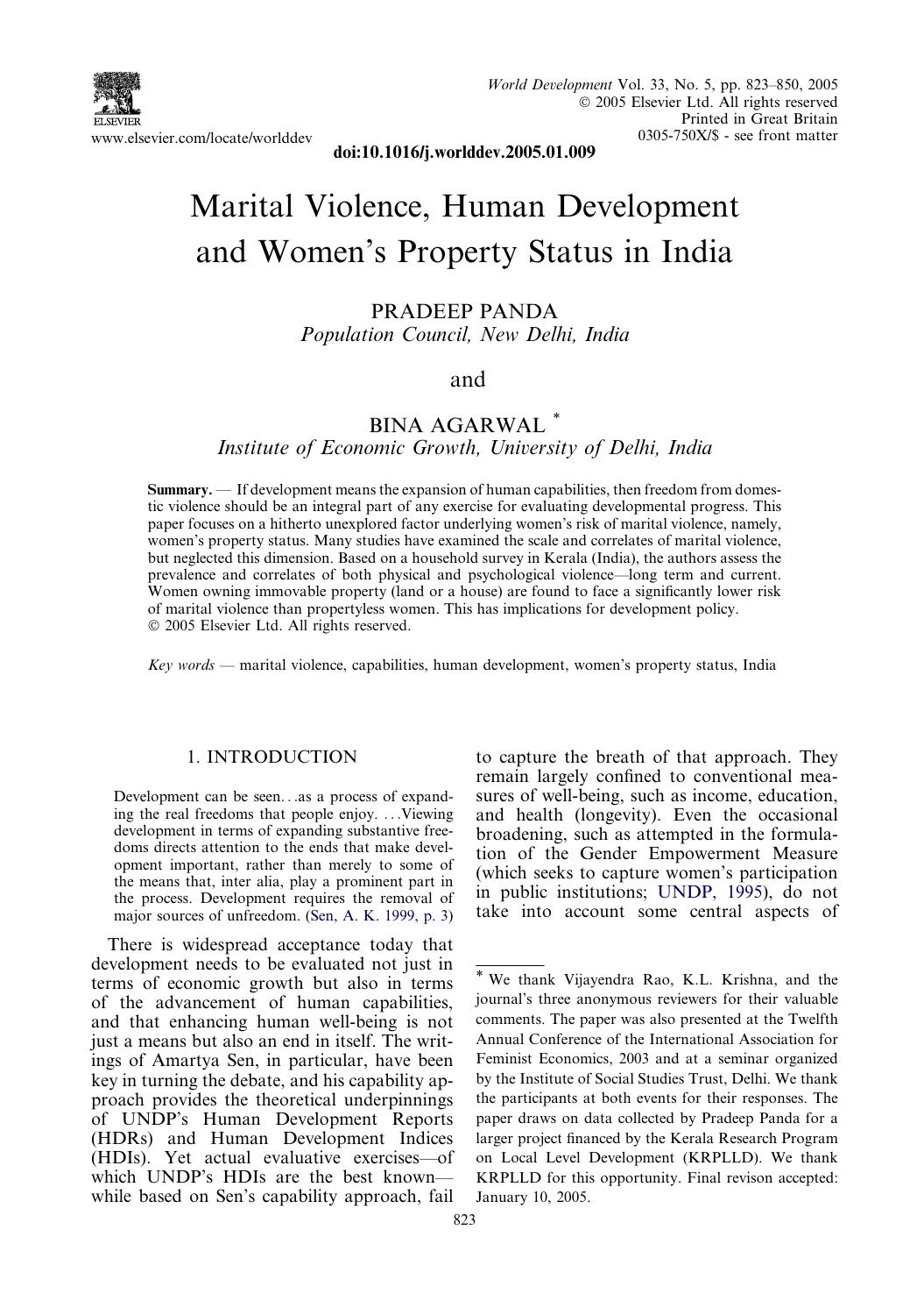# Marital Violence, Human Development and Women's Property Status in India

PRADEEP PANDA
*Population Council, New Delhi, India*

and

BINA AGARWAL [*]
*Institute of Economic Growth, University of Delhi, India*

**Summary.** — If development means the expansion of human capabilities, then freedom from domestic violence should be an integral part of any exercise for evaluating developmental progress. This paper focuses on a hitherto unexplored factor underlying women's risk of marital violence, namely, women's property status. Many studies have examined the scale and correlates of marital violence, but neglected this dimension. Based on a household survey in Kerala (India), the authors assess the prevalence and correlates of both physical and psychological violence—long term and current. Women owning immovable property (land or a house) are found to face a significantly lower risk of marital violence than propertyless women. This has implications for development policy.
© 2005 Elsevier Ltd. All rights reserved.

*Key words* — marital violence, capabilities, human development, women's property status, India

## 1. INTRODUCTION

> Development can be seen...as a process of expanding the real freedoms that people enjoy. ...Viewing development in terms of expanding substantive freedoms directs attention to the ends that make development important, rather than merely to some of the means that, inter alia, play a prominent part in the process. Development requires the removal of major sources of unfreedom. (Sen, A. K. 1999, p. 3)

There is widespread acceptance today that development needs to be evaluated not just in terms of economic growth but also in terms of the advancement of human capabilities, and that enhancing human well-being is not just a means but also an end in itself. The writings of Amartya Sen, in particular, have been key in turning the debate, and his capability approach provides the theoretical underpinnings of UNDP's Human Development Reports (HDRs) and Human Development Indices (HDIs). Yet actual evaluative exercises—of which UNDP's HDIs are the best known—while based on Sen's capability approach, fail to capture the breath of that approach. They remain largely confined to conventional measures of well-being, such as income, education, and health (longevity). Even the occasional broadening, such as attempted in the formulation of the Gender Empowerment Measure (which seeks to capture women's participation in public institutions; UNDP, 1995), do not take into account some central aspects of

---

[*] We thank Vijayendra Rao, K.L. Krishna, and the journal's three anonymous reviewers for their valuable comments. The paper was also presented at the Twelfth Annual Conference of the International Association for Feminist Economics, 2003 and at a seminar organized by the Institute of Social Studies Trust, Delhi. We thank the participants at both events for their responses. The paper draws on data collected by Pradeep Panda for a larger project financed by the Kerala Research Program on Local Level Development (KRPLLD). We thank KRPLLD for this opportunity. Final revison accepted: January 10, 2005.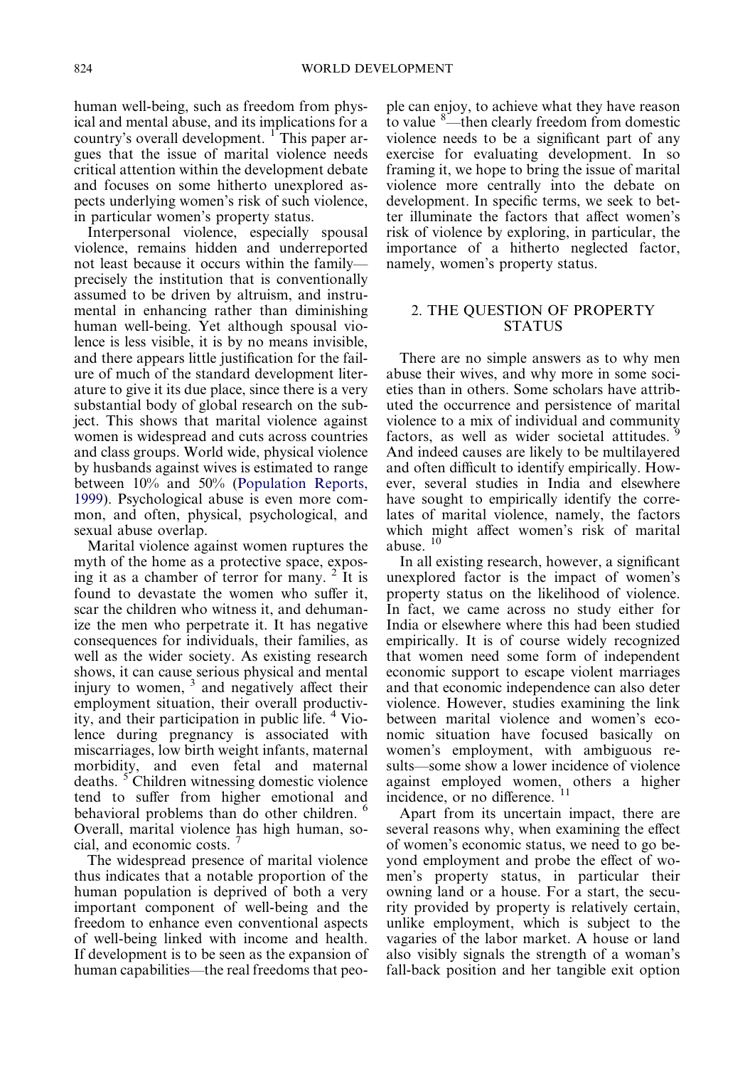human well-being, such as freedom from physical and mental abuse, and its implications for a country's overall development. [1] This paper argues that the issue of marital violence needs critical attention within the development debate and focuses on some hitherto unexplored aspects underlying women's risk of such violence, in particular women's property status.

Interpersonal violence, especially spousal violence, remains hidden and underreported not least because it occurs within the family—precisely the institution that is conventionally assumed to be driven by altruism, and instrumental in enhancing rather than diminishing human well-being. Yet although spousal violence is less visible, it is by no means invisible, and there appears little justification for the failure of much of the standard development literature to give it its due place, since there is a very substantial body of global research on the subject. This shows that marital violence against women is widespread and cuts across countries and class groups. World wide, physical violence by husbands against wives is estimated to range between 10% and 50% (Population Reports, 1999). Psychological abuse is even more common, and often, physical, psychological, and sexual abuse overlap.

Marital violence against women ruptures the myth of the home as a protective space, exposing it as a chamber of terror for many. [2] It is found to devastate the women who suffer it, scar the children who witness it, and dehumanize the men who perpetrate it. It has negative consequences for individuals, their families, as well as the wider society. As existing research shows, it can cause serious physical and mental injury to women, [3] and negatively affect their employment situation, their overall productivity, and their participation in public life. [4] Violence during pregnancy is associated with miscarriages, low birth weight infants, maternal morbidity, and even fetal and maternal deaths. [5] Children witnessing domestic violence tend to suffer from higher emotional and behavioral problems than do other children. [6] Overall, marital violence has high human, social, and economic costs. [7]

The widespread presence of marital violence thus indicates that a notable proportion of the human population is deprived of both a very important component of well-being and the freedom to enhance even conventional aspects of well-being linked with income and health. If development is to be seen as the expansion of human capabilities—the real freedoms that people can enjoy, to achieve what they have reason to value [8]—then clearly freedom from domestic violence needs to be a significant part of any exercise for evaluating development. In so framing it, we hope to bring the issue of marital violence more centrally into the debate on development. In specific terms, we seek to better illuminate the factors that affect women's risk of violence by exploring, in particular, the importance of a hitherto neglected factor, namely, women's property status.

## 2. THE QUESTION OF PROPERTY STATUS

There are no simple answers as to why men abuse their wives, and why more in some societies than in others. Some scholars have attributed the occurrence and persistence of marital violence to a mix of individual and community factors, as well as wider societal attitudes. [9] And indeed causes are likely to be multilayered and often difficult to identify empirically. However, several studies in India and elsewhere have sought to empirically identify the correlates of marital violence, namely, the factors which might affect women's risk of marital abuse. [10]

In all existing research, however, a significant unexplored factor is the impact of women's property status on the likelihood of violence. In fact, we came across no study either for India or elsewhere where this had been studied empirically. It is of course widely recognized that women need some form of independent economic support to escape violent marriages and that economic independence can also deter violence. However, studies examining the link between marital violence and women's economic situation have focused basically on women's employment, with ambiguous results—some show a lower incidence of violence against employed women, others a higher incidence, or no difference. [11]

Apart from its uncertain impact, there are several reasons why, when examining the effect of women's economic status, we need to go beyond employment and probe the effect of women's property status, in particular their owning land or a house. For a start, the security provided by property is relatively certain, unlike employment, which is subject to the vagaries of the labor market. A house or land also visibly signals the strength of a woman's fall-back position and her tangible exit option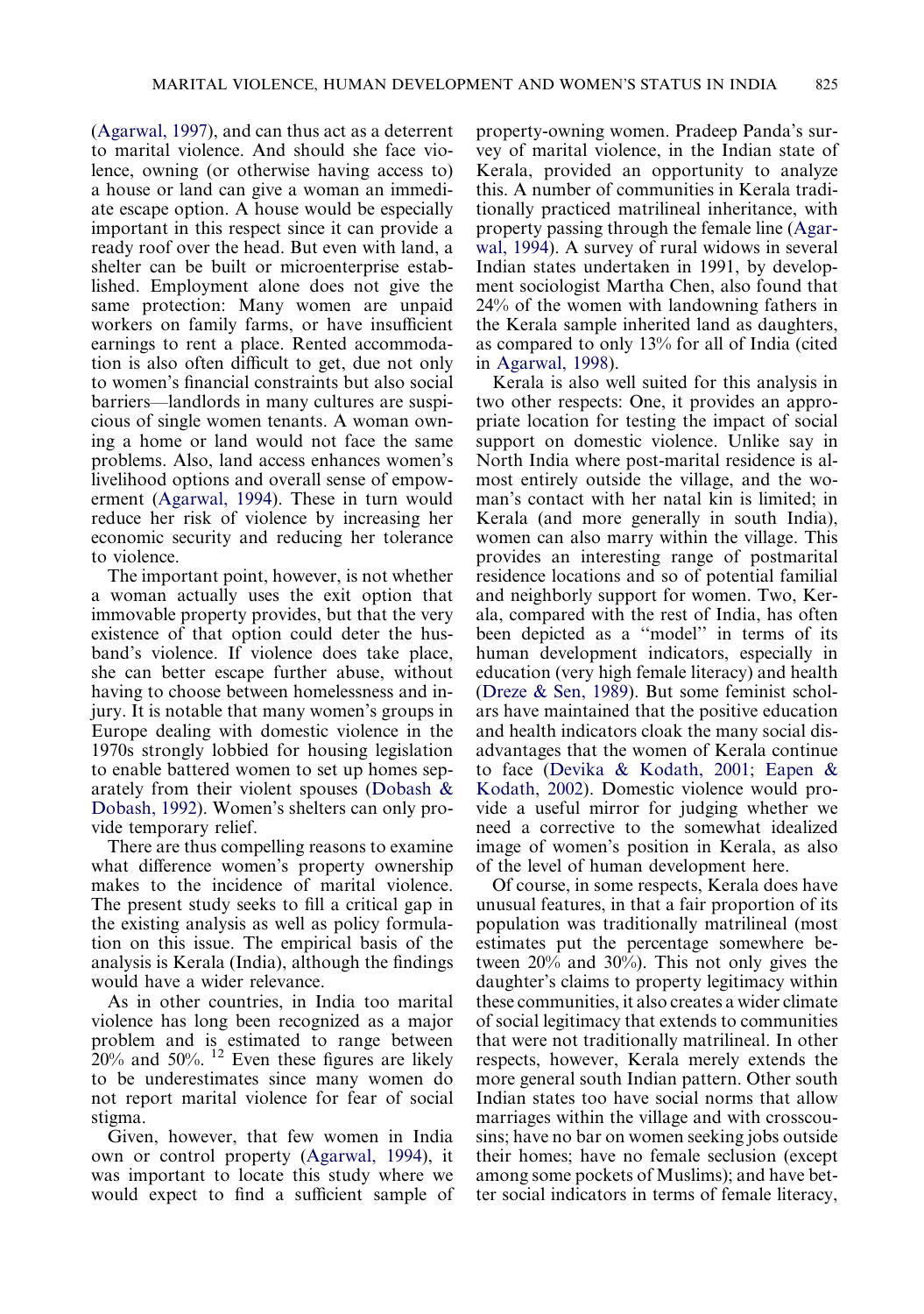(Agarwal, 1997), and can thus act as a deterrent to marital violence. And should she face violence, owning (or otherwise having access to) a house or land can give a woman an immediate escape option. A house would be especially important in this respect since it can provide a ready roof over the head. But even with land, a shelter can be built or microenterprise established. Employment alone does not give the same protection: Many women are unpaid workers on family farms, or have insufficient earnings to rent a place. Rented accommodation is also often difficult to get, due not only to women's financial constraints but also social barriers—landlords in many cultures are suspicious of single women tenants. A woman owning a home or land would not face the same problems. Also, land access enhances women's livelihood options and overall sense of empowerment (Agarwal, 1994). These in turn would reduce her risk of violence by increasing her economic security and reducing her tolerance to violence.

The important point, however, is not whether a woman actually uses the exit option that immovable property provides, but that the very existence of that option could deter the husband's violence. If violence does take place, she can better escape further abuse, without having to choose between homelessness and injury. It is notable that many women's groups in Europe dealing with domestic violence in the 1970s strongly lobbied for housing legislation to enable battered women to set up homes separately from their violent spouses (Dobash & Dobash, 1992). Women's shelters can only provide temporary relief.

There are thus compelling reasons to examine what difference women's property ownership makes to the incidence of marital violence. The present study seeks to fill a critical gap in the existing analysis as well as policy formulation on this issue. The empirical basis of the analysis is Kerala (India), although the findings would have a wider relevance.

As in other countries, in India too marital violence has long been recognized as a major problem and is estimated to range between 20% and 50%. [12] Even these figures are likely to be underestimates since many women do not report marital violence for fear of social stigma.

Given, however, that few women in India own or control property (Agarwal, 1994), it was important to locate this study where we would expect to find a sufficient sample of property-owning women. Pradeep Panda's survey of marital violence, in the Indian state of Kerala, provided an opportunity to analyze this. A number of communities in Kerala traditionally practiced matrilineal inheritance, with property passing through the female line (Agarwal, 1994). A survey of rural widows in several Indian states undertaken in 1991, by development sociologist Martha Chen, also found that 24% of the women with landowning fathers in the Kerala sample inherited land as daughters, as compared to only 13% for all of India (cited in Agarwal, 1998).

Kerala is also well suited for this analysis in two other respects: One, it provides an appropriate location for testing the impact of social support on domestic violence. Unlike say in North India where post-marital residence is almost entirely outside the village, and the woman's contact with her natal kin is limited; in Kerala (and more generally in south India), women can also marry within the village. This provides an interesting range of postmarital residence locations and so of potential familial and neighborly support for women. Two, Kerala, compared with the rest of India, has often been depicted as a "model" in terms of its human development indicators, especially in education (very high female literacy) and health (Dreze & Sen, 1989). But some feminist scholars have maintained that the positive education and health indicators cloak the many social disadvantages that the women of Kerala continue to face (Devika & Kodath, 2001; Eapen & Kodath, 2002). Domestic violence would provide a useful mirror for judging whether we need a corrective to the somewhat idealized image of women's position in Kerala, as also of the level of human development here.

Of course, in some respects, Kerala does have unusual features, in that a fair proportion of its population was traditionally matrilineal (most estimates put the percentage somewhere between 20% and 30%). This not only gives the daughter's claims to property legitimacy within these communities, it also creates a wider climate of social legitimacy that extends to communities that were not traditionally matrilineal. In other respects, however, Kerala merely extends the more general south Indian pattern. Other south Indian states too have social norms that allow marriages within the village and with crosscousins; have no bar on women seeking jobs outside their homes; have no female seclusion (except among some pockets of Muslims); and have better social indicators in terms of female literacy,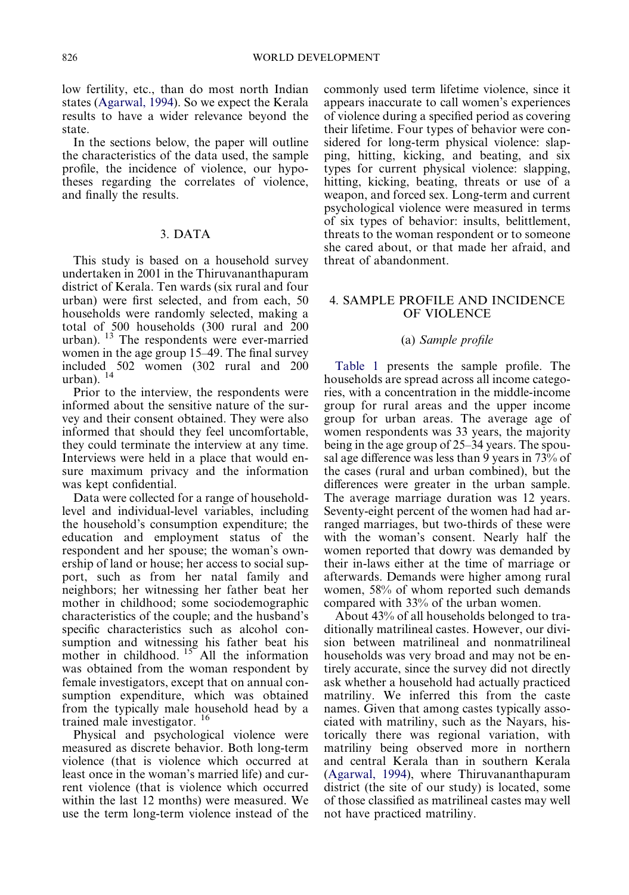low fertility, etc., than do most north Indian states (Agarwal, 1994). So we expect the Kerala results to have a wider relevance beyond the state.

In the sections below, the paper will outline the characteristics of the data used, the sample profile, the incidence of violence, our hypotheses regarding the correlates of violence, and finally the results.

## 3. DATA

This study is based on a household survey undertaken in 2001 in the Thiruvananthapuram district of Kerala. Ten wards (six rural and four urban) were first selected, and from each, 50 households were randomly selected, making a total of 500 households (300 rural and 200 urban). [13] The respondents were ever-married women in the age group 15–49. The final survey included 502 women (302 rural and 200 urban). [14]

Prior to the interview, the respondents were informed about the sensitive nature of the survey and their consent obtained. They were also informed that should they feel uncomfortable, they could terminate the interview at any time. Interviews were held in a place that would ensure maximum privacy and the information was kept confidential.

Data were collected for a range of household-level and individual-level variables, including the household's consumption expenditure; the education and employment status of the respondent and her spouse; the woman's ownership of land or house; her access to social support, such as from her natal family and neighbors; her witnessing her father beat her mother in childhood; some sociodemographic characteristics of the couple; and the husband's specific characteristics such as alcohol consumption and witnessing his father beat his mother in childhood. [15] All the information was obtained from the woman respondent by female investigators, except that on annual consumption expenditure, which was obtained from the typically male household head by a trained male investigator. [16]

Physical and psychological violence were measured as discrete behavior. Both long-term violence (that is violence which occurred at least once in the woman's married life) and current violence (that is violence which occurred within the last 12 months) were measured. We use the term long-term violence instead of the commonly used term lifetime violence, since it appears inaccurate to call women's experiences of violence during a specified period as covering their lifetime. Four types of behavior were considered for long-term physical violence: slapping, hitting, kicking, and beating, and six types for current physical violence: slapping, hitting, kicking, beating, threats or use of a weapon, and forced sex. Long-term and current psychological violence were measured in terms of six types of behavior: insults, belittlement, threats to the woman respondent or to someone she cared about, or that made her afraid, and threat of abandonment.

## 4. SAMPLE PROFILE AND INCIDENCE OF VIOLENCE

### (a) *Sample profile*

Table 1 presents the sample profile. The households are spread across all income categories, with a concentration in the middle-income group for rural areas and the upper income group for urban areas. The average age of women respondents was 33 years, the majority being in the age group of 25–34 years. The spousal age difference was less than 9 years in 73% of the cases (rural and urban combined), but the differences were greater in the urban sample. The average marriage duration was 12 years. Seventy-eight percent of the women had had arranged marriages, but two-thirds of these were with the woman's consent. Nearly half the women reported that dowry was demanded by their in-laws either at the time of marriage or afterwards. Demands were higher among rural women, 58% of whom reported such demands compared with 33% of the urban women.

About 43% of all households belonged to traditionally matrilineal castes. However, our division between matrilineal and nonmatrilineal households was very broad and may not be entirely accurate, since the survey did not directly ask whether a household had actually practiced matriliny. We inferred this from the caste names. Given that among castes typically associated with matriliny, such as the Nayars, historically there was regional variation, with matriliny being observed more in northern and central Kerala than in southern Kerala (Agarwal, 1994), where Thiruvananthapuram district (the site of our study) is located, some of those classified as matrilineal castes may well not have practiced matriliny.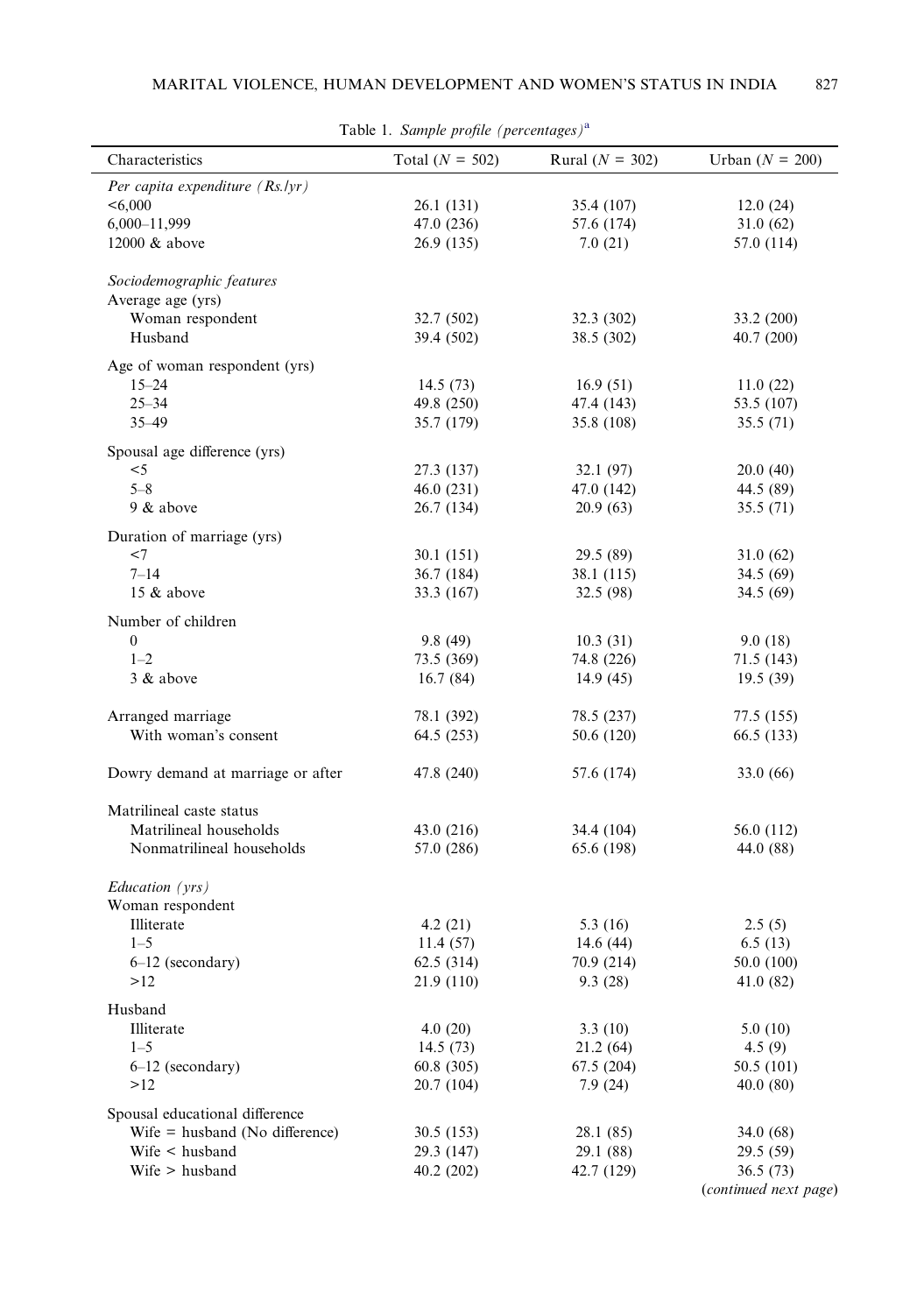Table 1. *Sample profile (percentages)*[a]

| Characteristics | Total (N = 502) | Rural (N = 302) | Urban (N = 200) |
|---|---|---|---|
| *Per capita expenditure (Rs./yr)* | | | |
| <6,000 | 26.1 (131) | 35.4 (107) | 12.0 (24) |
| 6,000–11,999 | 47.0 (236) | 57.6 (174) | 31.0 (62) |
| 12000 & above | 26.9 (135) | 7.0 (21) | 57.0 (114) |
| *Sociodemographic features* | | | |
| Average age (yrs) | | | |
| Woman respondent | 32.7 (502) | 32.3 (302) | 33.2 (200) |
| Husband | 39.4 (502) | 38.5 (302) | 40.7 (200) |
| Age of woman respondent (yrs) | | | |
| 15–24 | 14.5 (73) | 16.9 (51) | 11.0 (22) |
| 25–34 | 49.8 (250) | 47.4 (143) | 53.5 (107) |
| 35–49 | 35.7 (179) | 35.8 (108) | 35.5 (71) |
| Spousal age difference (yrs) | | | |
| <5 | 27.3 (137) | 32.1 (97) | 20.0 (40) |
| 5–8 | 46.0 (231) | 47.0 (142) | 44.5 (89) |
| 9 & above | 26.7 (134) | 20.9 (63) | 35.5 (71) |
| Duration of marriage (yrs) | | | |
| <7 | 30.1 (151) | 29.5 (89) | 31.0 (62) |
| 7–14 | 36.7 (184) | 38.1 (115) | 34.5 (69) |
| 15 & above | 33.3 (167) | 32.5 (98) | 34.5 (69) |
| Number of children | | | |
| 0 | 9.8 (49) | 10.3 (31) | 9.0 (18) |
| 1–2 | 73.5 (369) | 74.8 (226) | 71.5 (143) |
| 3 & above | 16.7 (84) | 14.9 (45) | 19.5 (39) |
| Arranged marriage | 78.1 (392) | 78.5 (237) | 77.5 (155) |
| With woman's consent | 64.5 (253) | 50.6 (120) | 66.5 (133) |
| Dowry demand at marriage or after | 47.8 (240) | 57.6 (174) | 33.0 (66) |
| Matrilineal caste status | | | |
| Matrilineal households | 43.0 (216) | 34.4 (104) | 56.0 (112) |
| Nonmatrilineal households | 57.0 (286) | 65.6 (198) | 44.0 (88) |
| *Education (yrs)* | | | |
| Woman respondent | | | |
| Illiterate | 4.2 (21) | 5.3 (16) | 2.5 (5) |
| 1–5 | 11.4 (57) | 14.6 (44) | 6.5 (13) |
| 6–12 (secondary) | 62.5 (314) | 70.9 (214) | 50.0 (100) |
| >12 | 21.9 (110) | 9.3 (28) | 41.0 (82) |
| Husband | | | |
| Illiterate | 4.0 (20) | 3.3 (10) | 5.0 (10) |
| 1–5 | 14.5 (73) | 21.2 (64) | 4.5 (9) |
| 6–12 (secondary) | 60.8 (305) | 67.5 (204) | 50.5 (101) |
| >12 | 20.7 (104) | 7.9 (24) | 40.0 (80) |
| Spousal educational difference | | | |
| Wife = husband (No difference) | 30.5 (153) | 28.1 (85) | 34.0 (68) |
| Wife < husband | 29.3 (147) | 29.1 (88) | 29.5 (59) |
| Wife > husband | 40.2 (202) | 42.7 (129) | 36.5 (73) |

(*continued next page*)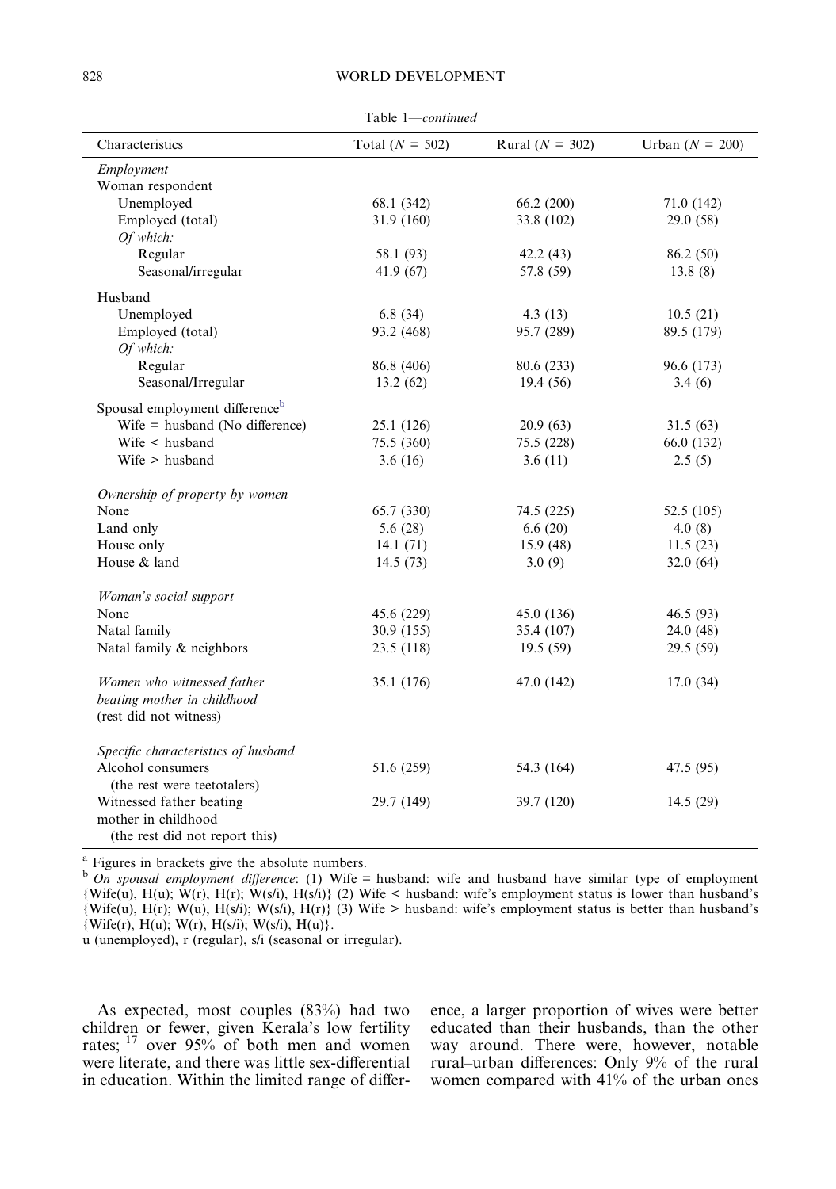Table 1—*continued*

| Characteristics | Total ($N$ = 502) | Rural ($N$ = 302) | Urban ($N$ = 200) |
|---|---|---|---|
| *Employment* | | | |
| Woman respondent | | | |
| Unemployed | 68.1 (342) | 66.2 (200) | 71.0 (142) |
| Employed (total) | 31.9 (160) | 33.8 (102) | 29.0 (58) |
| *Of which:* | | | |
| Regular | 58.1 (93) | 42.2 (43) | 86.2 (50) |
| Seasonal/irregular | 41.9 (67) | 57.8 (59) | 13.8 (8) |
| Husband | | | |
| Unemployed | 6.8 (34) | 4.3 (13) | 10.5 (21) |
| Employed (total) | 93.2 (468) | 95.7 (289) | 89.5 (179) |
| *Of which:* | | | |
| Regular | 86.8 (406) | 80.6 (233) | 96.6 (173) |
| Seasonal/Irregular | 13.2 (62) | 19.4 (56) | 3.4 (6) |
| Spousal employment difference[b] | | | |
| Wife = husband (No difference) | 25.1 (126) | 20.9 (63) | 31.5 (63) |
| Wife < husband | 75.5 (360) | 75.5 (228) | 66.0 (132) |
| Wife > husband | 3.6 (16) | 3.6 (11) | 2.5 (5) |
| *Ownership of property by women* | | | |
| None | 65.7 (330) | 74.5 (225) | 52.5 (105) |
| Land only | 5.6 (28) | 6.6 (20) | 4.0 (8) |
| House only | 14.1 (71) | 15.9 (48) | 11.5 (23) |
| House & land | 14.5 (73) | 3.0 (9) | 32.0 (64) |
| *Woman's social support* | | | |
| None | 45.6 (229) | 45.0 (136) | 46.5 (93) |
| Natal family | 30.9 (155) | 35.4 (107) | 24.0 (48) |
| Natal family & neighbors | 23.5 (118) | 19.5 (59) | 29.5 (59) |
| *Women who witnessed father beating mother in childhood* (rest did not witness) | 35.1 (176) | 47.0 (142) | 17.0 (34) |
| *Specific characteristics of husband* | | | |
| Alcohol consumers (the rest were teetotalers) | 51.6 (259) | 54.3 (164) | 47.5 (95) |
| Witnessed father beating mother in childhood (the rest did not report this) | 29.7 (149) | 39.7 (120) | 14.5 (29) |

[a] Figures in brackets give the absolute numbers.
[b] *On spousal employment difference*: (1) Wife = husband: wife and husband have similar type of employment {Wife(u), H(u); W(r), H(r); W(s/i), H(s/i)} (2) Wife < husband: wife's employment status is lower than husband's {Wife(u), H(r); W(u), H(s/i); W(s/i), H(r)} (3) Wife > husband: wife's employment status is better than husband's {Wife(r), H(u); W(r), H(s/i); W(s/i), H(u)}.
u (unemployed), r (regular), s/i (seasonal or irregular).

As expected, most couples (83%) had two children or fewer, given Kerala's low fertility rates;[17] over 95% of both men and women were literate, and there was little sex-differential in education. Within the limited range of difference, a larger proportion of wives were better educated than their husbands, than the other way around. There were, however, notable rural–urban differences: Only 9% of the rural women compared with 41% of the urban ones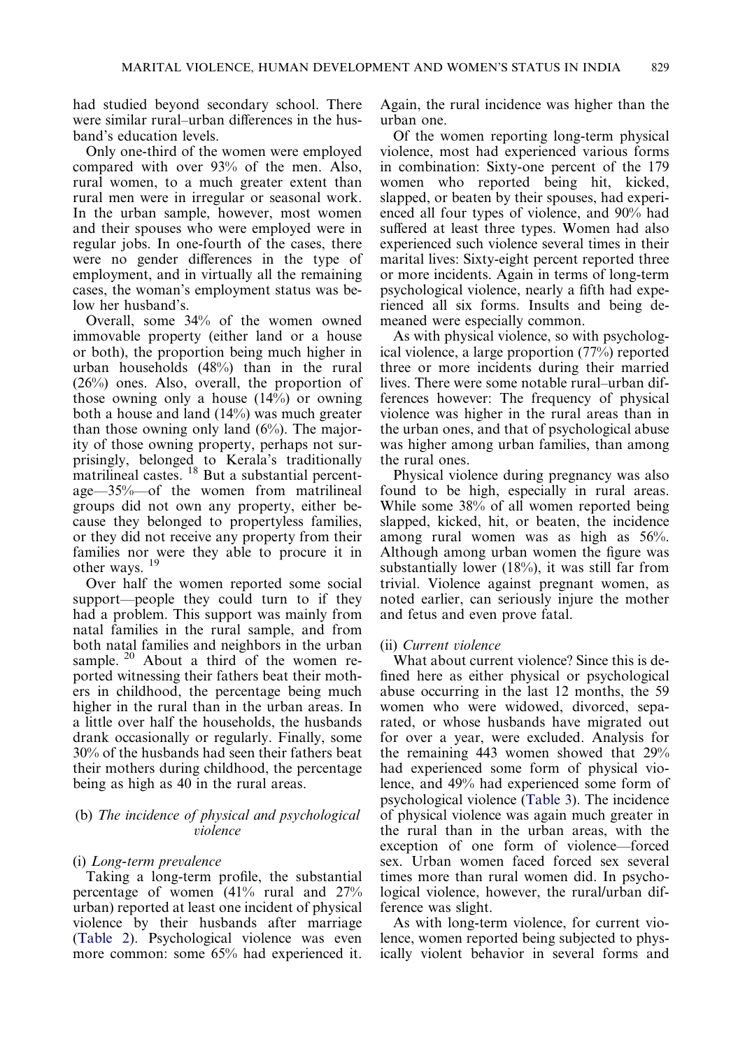had studied beyond secondary school. There were similar rural–urban differences in the husband's education levels.

Only one-third of the women were employed compared with over 93% of the men. Also, rural women, to a much greater extent than rural men were in irregular or seasonal work. In the urban sample, however, most women and their spouses who were employed were in regular jobs. In one-fourth of the cases, there were no gender differences in the type of employment, and in virtually all the remaining cases, the woman's employment status was below her husband's.

Overall, some 34% of the women owned immovable property (either land or a house or both), the proportion being much higher in urban households (48%) than in the rural (26%) ones. Also, overall, the proportion of those owning only a house (14%) or owning both a house and land (14%) was much greater than those owning only land (6%). The majority of those owning property, perhaps not surprisingly, belonged to Kerala's traditionally matrilineal castes. [18] But a substantial percentage—35%—of the women from matrilineal groups did not own any property, either because they belonged to propertyless families, or they did not receive any property from their families nor were they able to procure it in other ways. [19]

Over half the women reported some social support—people they could turn to if they had a problem. This support was mainly from natal families in the rural sample, and from both natal families and neighbors in the urban sample. [20] About a third of the women reported witnessing their fathers beat their mothers in childhood, the percentage being much higher in the rural than in the urban areas. In a little over half the households, the husbands drank occasionally or regularly. Finally, some 30% of the husbands had seen their fathers beat their mothers during childhood, the percentage being as high as 40 in the rural areas.

### (b) *The incidence of physical and psychological violence*

#### (i) *Long-term prevalence*

Taking a long-term profile, the substantial percentage of women (41% rural and 27% urban) reported at least one incident of physical violence by their husbands after marriage (Table 2). Psychological violence was even more common: some 65% had experienced it. Again, the rural incidence was higher than the urban one.

Of the women reporting long-term physical violence, most had experienced various forms in combination: Sixty-one percent of the 179 women who reported being hit, kicked, slapped, or beaten by their spouses, had experienced all four types of violence, and 90% had suffered at least three types. Women had also experienced such violence several times in their marital lives: Sixty-eight percent reported three or more incidents. Again in terms of long-term psychological violence, nearly a fifth had experienced all six forms. Insults and being demeaned were especially common.

As with physical violence, so with psychological violence, a large proportion (77%) reported three or more incidents during their married lives. There were some notable rural–urban differences however: The frequency of physical violence was higher in the rural areas than in the urban ones, and that of psychological abuse was higher among urban families, than among the rural ones.

Physical violence during pregnancy was also found to be high, especially in rural areas. While some 38% of all women reported being slapped, kicked, hit, or beaten, the incidence among rural women was as high as 56%. Although among urban women the figure was substantially lower (18%), it was still far from trivial. Violence against pregnant women, as noted earlier, can seriously injure the mother and fetus and even prove fatal.

#### (ii) *Current violence*

What about current violence? Since this is defined here as either physical or psychological abuse occurring in the last 12 months, the 59 women who were widowed, divorced, separated, or whose husbands have migrated out for over a year, were excluded. Analysis for the remaining 443 women showed that 29% had experienced some form of physical violence, and 49% had experienced some form of psychological violence (Table 3). The incidence of physical violence was again much greater in the rural than in the urban areas, with the exception of one form of violence—forced sex. Urban women faced forced sex several times more than rural women did. In psychological violence, however, the rural/urban difference was slight.

As with long-term violence, for current violence, women reported being subjected to physically violent behavior in several forms and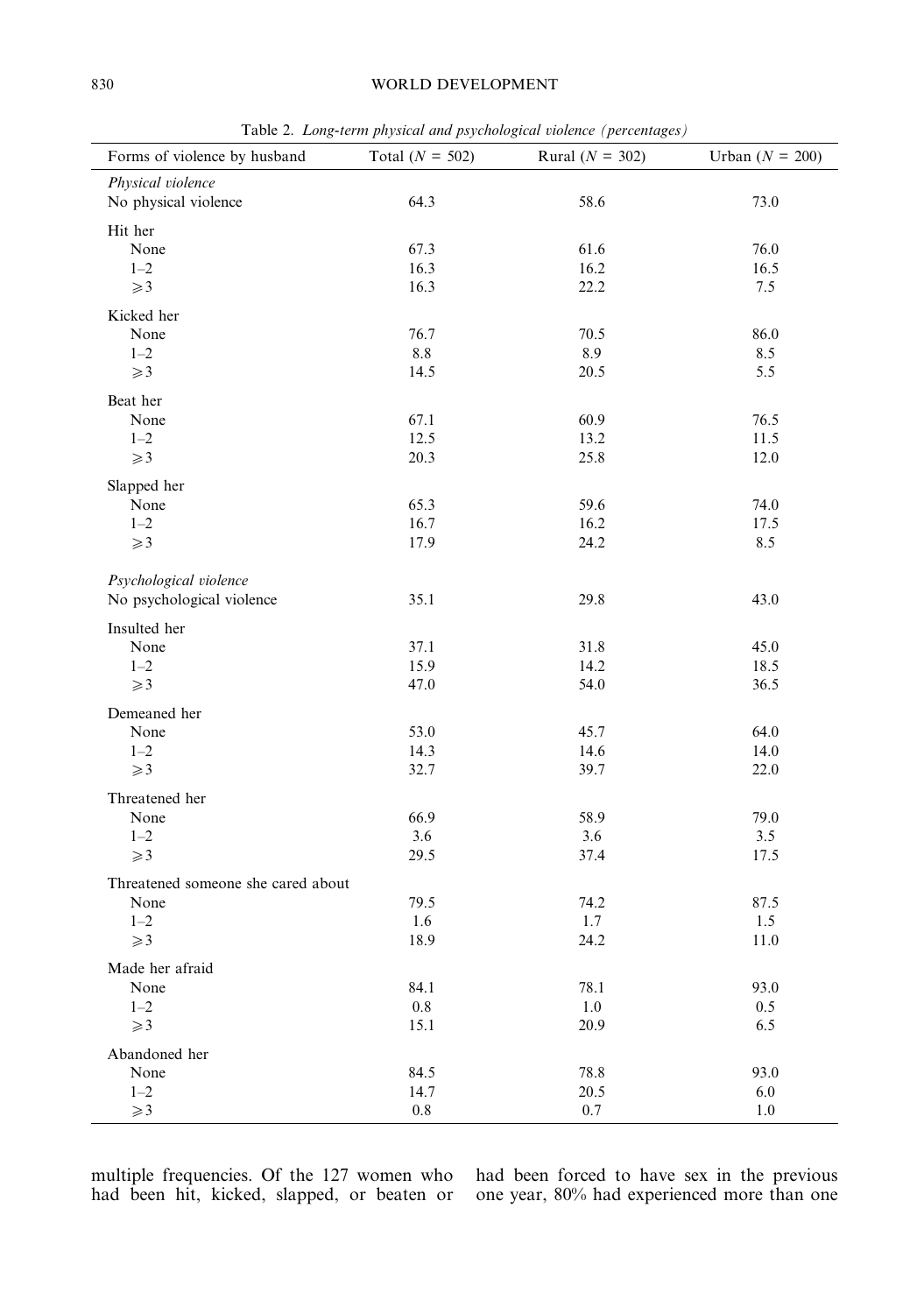Table 2. *Long-term physical and psychological violence (percentages)*

| Forms of violence by husband | Total ($N$ = 502) | Rural ($N$ = 302) | Urban ($N$ = 200) |
|---|---|---|---|
| *Physical violence* | | | |
| No physical violence | 64.3 | 58.6 | 73.0 |
| Hit her | | | |
| None | 67.3 | 61.6 | 76.0 |
| 1–2 | 16.3 | 16.2 | 16.5 |
| ⩾3 | 16.3 | 22.2 | 7.5 |
| Kicked her | | | |
| None | 76.7 | 70.5 | 86.0 |
| 1–2 | 8.8 | 8.9 | 8.5 |
| ⩾3 | 14.5 | 20.5 | 5.5 |
| Beat her | | | |
| None | 67.1 | 60.9 | 76.5 |
| 1–2 | 12.5 | 13.2 | 11.5 |
| ⩾3 | 20.3 | 25.8 | 12.0 |
| Slapped her | | | |
| None | 65.3 | 59.6 | 74.0 |
| 1–2 | 16.7 | 16.2 | 17.5 |
| ⩾3 | 17.9 | 24.2 | 8.5 |
| *Psychological violence* | | | |
| No psychological violence | 35.1 | 29.8 | 43.0 |
| Insulted her | | | |
| None | 37.1 | 31.8 | 45.0 |
| 1–2 | 15.9 | 14.2 | 18.5 |
| ⩾3 | 47.0 | 54.0 | 36.5 |
| Demeaned her | | | |
| None | 53.0 | 45.7 | 64.0 |
| 1–2 | 14.3 | 14.6 | 14.0 |
| ⩾3 | 32.7 | 39.7 | 22.0 |
| Threatened her | | | |
| None | 66.9 | 58.9 | 79.0 |
| 1–2 | 3.6 | 3.6 | 3.5 |
| ⩾3 | 29.5 | 37.4 | 17.5 |
| Threatened someone she cared about | | | |
| None | 79.5 | 74.2 | 87.5 |
| 1–2 | 1.6 | 1.7 | 1.5 |
| ⩾3 | 18.9 | 24.2 | 11.0 |
| Made her afraid | | | |
| None | 84.1 | 78.1 | 93.0 |
| 1–2 | 0.8 | 1.0 | 0.5 |
| ⩾3 | 15.1 | 20.9 | 6.5 |
| Abandoned her | | | |
| None | 84.5 | 78.8 | 93.0 |
| 1–2 | 14.7 | 20.5 | 6.0 |
| ⩾3 | 0.8 | 0.7 | 1.0 |

multiple frequencies. Of the 127 women who had been hit, kicked, slapped, or beaten or had been forced to have sex in the previous one year, 80% had experienced more than one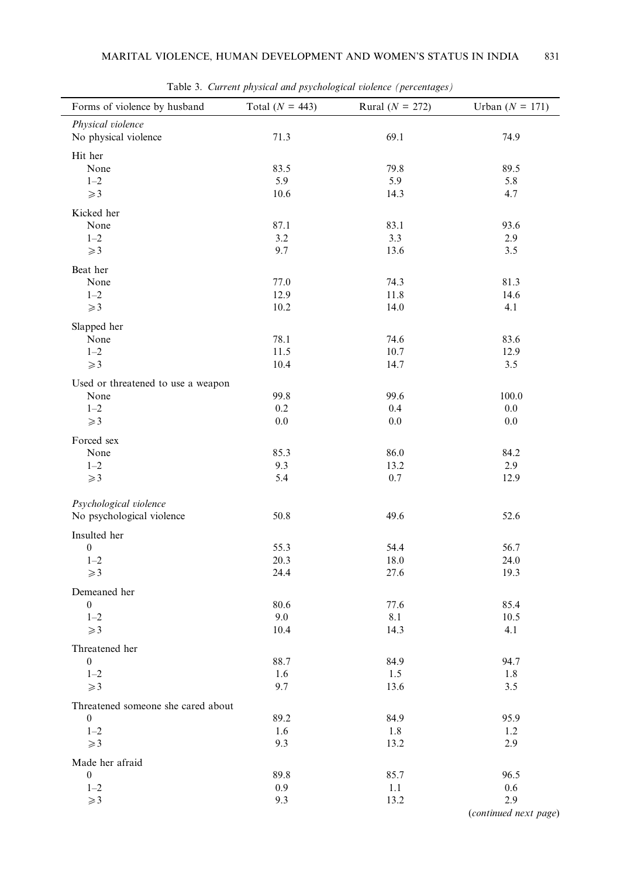Table 3. *Current physical and psychological violence (percentages)*

| Forms of violence by husband | Total ($N$ = 443) | Rural ($N$ = 272) | Urban ($N$ = 171) |
|---|---|---|---|
| *Physical violence* | | | |
| No physical violence | 71.3 | 69.1 | 74.9 |
| Hit her | | | |
| None | 83.5 | 79.8 | 89.5 |
| 1–2 | 5.9 | 5.9 | 5.8 |
| ⩾3 | 10.6 | 14.3 | 4.7 |
| Kicked her | | | |
| None | 87.1 | 83.1 | 93.6 |
| 1–2 | 3.2 | 3.3 | 2.9 |
| ⩾3 | 9.7 | 13.6 | 3.5 |
| Beat her | | | |
| None | 77.0 | 74.3 | 81.3 |
| 1–2 | 12.9 | 11.8 | 14.6 |
| ⩾3 | 10.2 | 14.0 | 4.1 |
| Slapped her | | | |
| None | 78.1 | 74.6 | 83.6 |
| 1–2 | 11.5 | 10.7 | 12.9 |
| ⩾3 | 10.4 | 14.7 | 3.5 |
| Used or threatened to use a weapon | | | |
| None | 99.8 | 99.6 | 100.0 |
| 1–2 | 0.2 | 0.4 | 0.0 |
| ⩾3 | 0.0 | 0.0 | 0.0 |
| Forced sex | | | |
| None | 85.3 | 86.0 | 84.2 |
| 1–2 | 9.3 | 13.2 | 2.9 |
| ⩾3 | 5.4 | 0.7 | 12.9 |
| *Psychological violence* | | | |
| No psychological violence | 50.8 | 49.6 | 52.6 |
| Insulted her | | | |
| 0 | 55.3 | 54.4 | 56.7 |
| 1–2 | 20.3 | 18.0 | 24.0 |
| ⩾3 | 24.4 | 27.6 | 19.3 |
| Demeaned her | | | |
| 0 | 80.6 | 77.6 | 85.4 |
| 1–2 | 9.0 | 8.1 | 10.5 |
| ⩾3 | 10.4 | 14.3 | 4.1 |
| Threatened her | | | |
| 0 | 88.7 | 84.9 | 94.7 |
| 1–2 | 1.6 | 1.5 | 1.8 |
| ⩾3 | 9.7 | 13.6 | 3.5 |
| Threatened someone she cared about | | | |
| 0 | 89.2 | 84.9 | 95.9 |
| 1–2 | 1.6 | 1.8 | 1.2 |
| ⩾3 | 9.3 | 13.2 | 2.9 |
| Made her afraid | | | |
| 0 | 89.8 | 85.7 | 96.5 |
| 1–2 | 0.9 | 1.1 | 0.6 |
| ⩾3 | 9.3 | 13.2 | 2.9 |

(*continued next page*)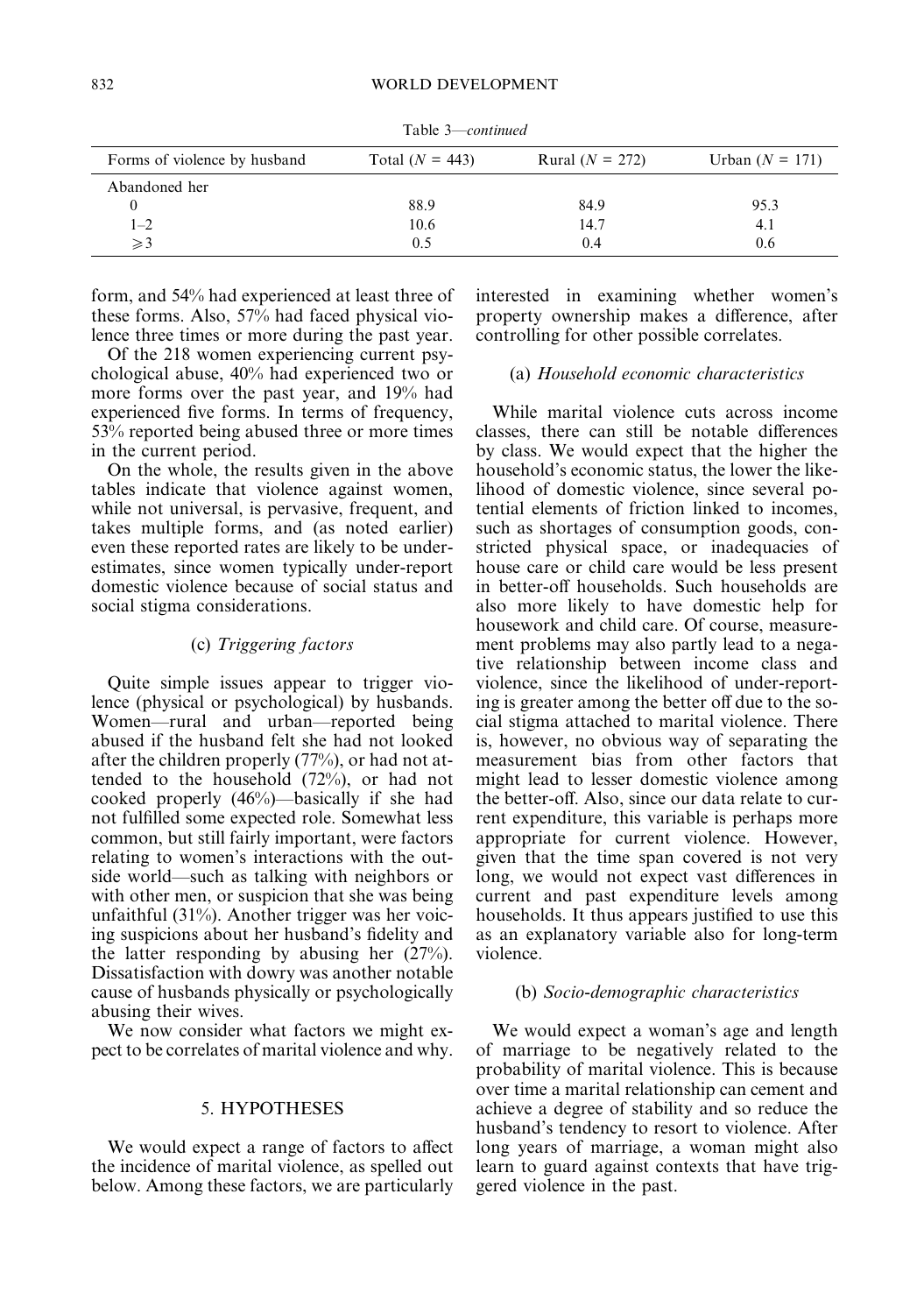Table 3—*continued*

| Forms of violence by husband | Total ($N$ = 443) | Rural ($N$ = 272) | Urban ($N$ = 171) |
|---|---|---|---|
| Abandoned her | | | |
| 0 | 88.9 | 84.9 | 95.3 |
| 1–2 | 10.6 | 14.7 | 4.1 |
| $\geqslant 3$ | 0.5 | 0.4 | 0.6 |

form, and 54% had experienced at least three of these forms. Also, 57% had faced physical violence three times or more during the past year.

Of the 218 women experiencing current psychological abuse, 40% had experienced two or more forms over the past year, and 19% had experienced five forms. In terms of frequency, 53% reported being abused three or more times in the current period.

On the whole, the results given in the above tables indicate that violence against women, while not universal, is pervasive, frequent, and takes multiple forms, and (as noted earlier) even these reported rates are likely to be underestimates, since women typically under-report domestic violence because of social status and social stigma considerations.

### (c) *Triggering factors*

Quite simple issues appear to trigger violence (physical or psychological) by husbands. Women—rural and urban—reported being abused if the husband felt she had not looked after the children properly (77%), or had not attended to the household (72%), or had not cooked properly (46%)—basically if she had not fulfilled some expected role. Somewhat less common, but still fairly important, were factors relating to women's interactions with the outside world—such as talking with neighbors or with other men, or suspicion that she was being unfaithful (31%). Another trigger was her voicing suspicions about her husband's fidelity and the latter responding by abusing her (27%). Dissatisfaction with dowry was another notable cause of husbands physically or psychologically abusing their wives.

We now consider what factors we might expect to be correlates of marital violence and why.

## 5. HYPOTHESES

We would expect a range of factors to affect the incidence of marital violence, as spelled out below. Among these factors, we are particularly interested in examining whether women's property ownership makes a difference, after controlling for other possible correlates.

### (a) *Household economic characteristics*

While marital violence cuts across income classes, there can still be notable differences by class. We would expect that the higher the household's economic status, the lower the likelihood of domestic violence, since several potential elements of friction linked to incomes, such as shortages of consumption goods, constricted physical space, or inadequacies of house care or child care would be less present in better-off households. Such households are also more likely to have domestic help for housework and child care. Of course, measurement problems may also partly lead to a negative relationship between income class and violence, since the likelihood of under-reporting is greater among the better off due to the social stigma attached to marital violence. There is, however, no obvious way of separating the measurement bias from other factors that might lead to lesser domestic violence among the better-off. Also, since our data relate to current expenditure, this variable is perhaps more appropriate for current violence. However, given that the time span covered is not very long, we would not expect vast differences in current and past expenditure levels among households. It thus appears justified to use this as an explanatory variable also for long-term violence.

### (b) *Socio-demographic characteristics*

We would expect a woman's age and length of marriage to be negatively related to the probability of marital violence. This is because over time a marital relationship can cement and achieve a degree of stability and so reduce the husband's tendency to resort to violence. After long years of marriage, a woman might also learn to guard against contexts that have triggered violence in the past.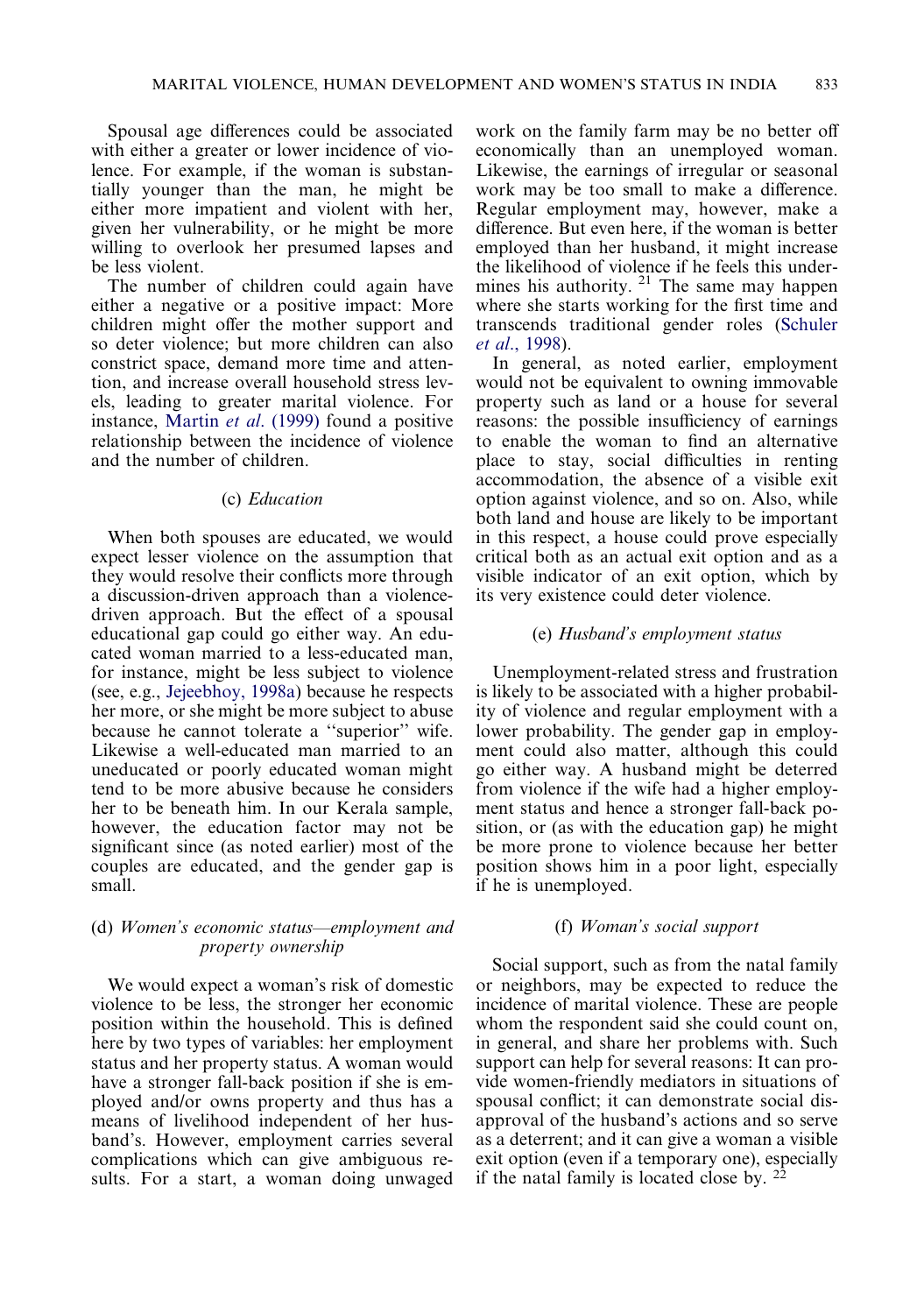Spousal age differences could be associated with either a greater or lower incidence of violence. For example, if the woman is substantially younger than the man, he might be either more impatient and violent with her, given her vulnerability, or he might be more willing to overlook her presumed lapses and be less violent.

The number of children could again have either a negative or a positive impact: More children might offer the mother support and so deter violence; but more children can also constrict space, demand more time and attention, and increase overall household stress levels, leading to greater marital violence. For instance, Martin *et al*. (1999) found a positive relationship between the incidence of violence and the number of children.

### (c) *Education*

When both spouses are educated, we would expect lesser violence on the assumption that they would resolve their conflicts more through a discussion-driven approach than a violence-driven approach. But the effect of a spousal educational gap could go either way. An educated woman married to a less-educated man, for instance, might be less subject to violence (see, e.g., Jejeebhoy, 1998a) because he respects her more, or she might be more subject to abuse because he cannot tolerate a ''superior'' wife. Likewise a well-educated man married to an uneducated or poorly educated woman might tend to be more abusive because he considers her to be beneath him. In our Kerala sample, however, the education factor may not be significant since (as noted earlier) most of the couples are educated, and the gender gap is small.

### (d) *Women's economic status—employment and property ownership*

We would expect a woman's risk of domestic violence to be less, the stronger her economic position within the household. This is defined here by two types of variables: her employment status and her property status. A woman would have a stronger fall-back position if she is employed and/or owns property and thus has a means of livelihood independent of her husband's. However, employment carries several complications which can give ambiguous results. For a start, a woman doing unwaged work on the family farm may be no better off economically than an unemployed woman. Likewise, the earnings of irregular or seasonal work may be too small to make a difference. Regular employment may, however, make a difference. But even here, if the woman is better employed than her husband, it might increase the likelihood of violence if he feels this undermines his authority. [21] The same may happen where she starts working for the first time and transcends traditional gender roles (Schuler *et al*., 1998).

In general, as noted earlier, employment would not be equivalent to owning immovable property such as land or a house for several reasons: the possible insufficiency of earnings to enable the woman to find an alternative place to stay, social difficulties in renting accommodation, the absence of a visible exit option against violence, and so on. Also, while both land and house are likely to be important in this respect, a house could prove especially critical both as an actual exit option and as a visible indicator of an exit option, which by its very existence could deter violence.

### (e) *Husband's employment status*

Unemployment-related stress and frustration is likely to be associated with a higher probability of violence and regular employment with a lower probability. The gender gap in employment could also matter, although this could go either way. A husband might be deterred from violence if the wife had a higher employment status and hence a stronger fall-back position, or (as with the education gap) he might be more prone to violence because her better position shows him in a poor light, especially if he is unemployed.

### (f) *Woman's social support*

Social support, such as from the natal family or neighbors, may be expected to reduce the incidence of marital violence. These are people whom the respondent said she could count on, in general, and share her problems with. Such support can help for several reasons: It can provide women-friendly mediators in situations of spousal conflict; it can demonstrate social disapproval of the husband's actions and so serve as a deterrent; and it can give a woman a visible exit option (even if a temporary one), especially if the natal family is located close by. [22]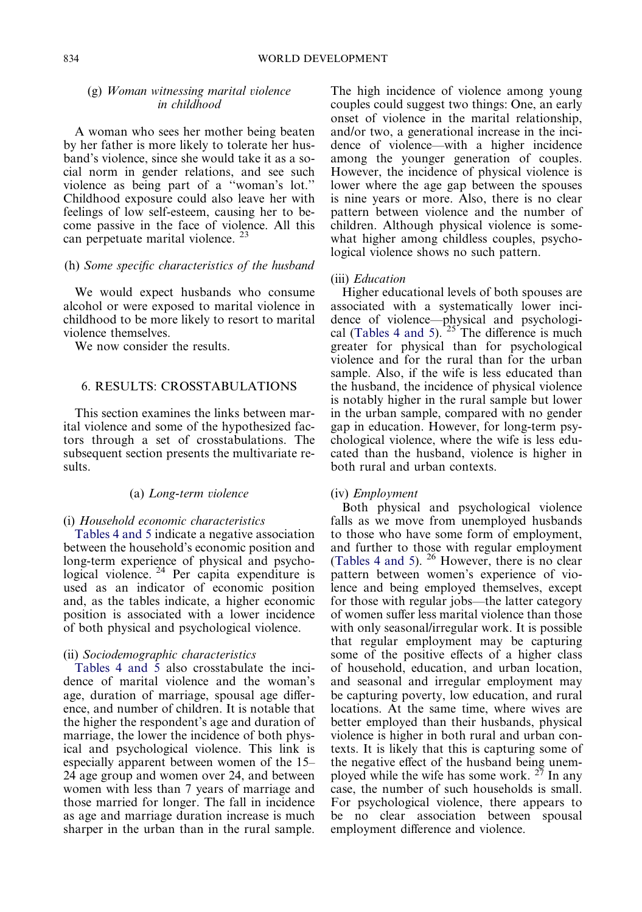#### (g) *Woman witnessing marital violence in childhood*

A woman who sees her mother being beaten by her father is more likely to tolerate her husband's violence, since she would take it as a social norm in gender relations, and see such violence as being part of a ''woman's lot.'' Childhood exposure could also leave her with feelings of low self-esteem, causing her to become passive in the face of violence. All this can perpetuate marital violence. [23]

#### (h) *Some specific characteristics of the husband*

We would expect husbands who consume alcohol or were exposed to marital violence in childhood to be more likely to resort to marital violence themselves.

We now consider the results.

## 6. RESULTS: CROSSTABULATIONS

This section examines the links between marital violence and some of the hypothesized factors through a set of crosstabulations. The subsequent section presents the multivariate results.

### (a) *Long-term violence*

#### (i) *Household economic characteristics*

Tables 4 and 5 indicate a negative association between the household's economic position and long-term experience of physical and psychological violence. [24] Per capita expenditure is used as an indicator of economic position and, as the tables indicate, a higher economic position is associated with a lower incidence of both physical and psychological violence.

#### (ii) *Sociodemographic characteristics*

Tables 4 and 5 also crosstabulate the incidence of marital violence and the woman's age, duration of marriage, spousal age difference, and number of children. It is notable that the higher the respondent's age and duration of marriage, the lower the incidence of both physical and psychological violence. This link is especially apparent between women of the 15–24 age group and women over 24, and between women with less than 7 years of marriage and those married for longer. The fall in incidence as age and marriage duration increase is much sharper in the urban than in the rural sample. The high incidence of violence among young couples could suggest two things: One, an early onset of violence in the marital relationship, and/or two, a generational increase in the incidence of violence—with a higher incidence among the younger generation of couples. However, the incidence of physical violence is lower where the age gap between the spouses is nine years or more. Also, there is no clear pattern between violence and the number of children. Although physical violence is somewhat higher among childless couples, psychological violence shows no such pattern.

#### (iii) *Education*

Higher educational levels of both spouses are associated with a systematically lower incidence of violence—physical and psychological (Tables 4 and 5). [25] The difference is much greater for physical than for psychological violence and for the rural than for the urban sample. Also, if the wife is less educated than the husband, the incidence of physical violence is notably higher in the rural sample but lower in the urban sample, compared with no gender gap in education. However, for long-term psychological violence, where the wife is less educated than the husband, violence is higher in both rural and urban contexts.

#### (iv) *Employment*

Both physical and psychological violence falls as we move from unemployed husbands to those who have some form of employment, and further to those with regular employment (Tables 4 and 5). [26] However, there is no clear pattern between women's experience of violence and being employed themselves, except for those with regular jobs—the latter category of women suffer less marital violence than those with only seasonal/irregular work. It is possible that regular employment may be capturing some of the positive effects of a higher class of household, education, and urban location, and seasonal and irregular employment may be capturing poverty, low education, and rural locations. At the same time, where wives are better employed than their husbands, physical violence is higher in both rural and urban contexts. It is likely that this is capturing some of the negative effect of the husband being unemployed while the wife has some work. [27] In any case, the number of such households is small. For psychological violence, there appears to be no clear association between spousal employment difference and violence.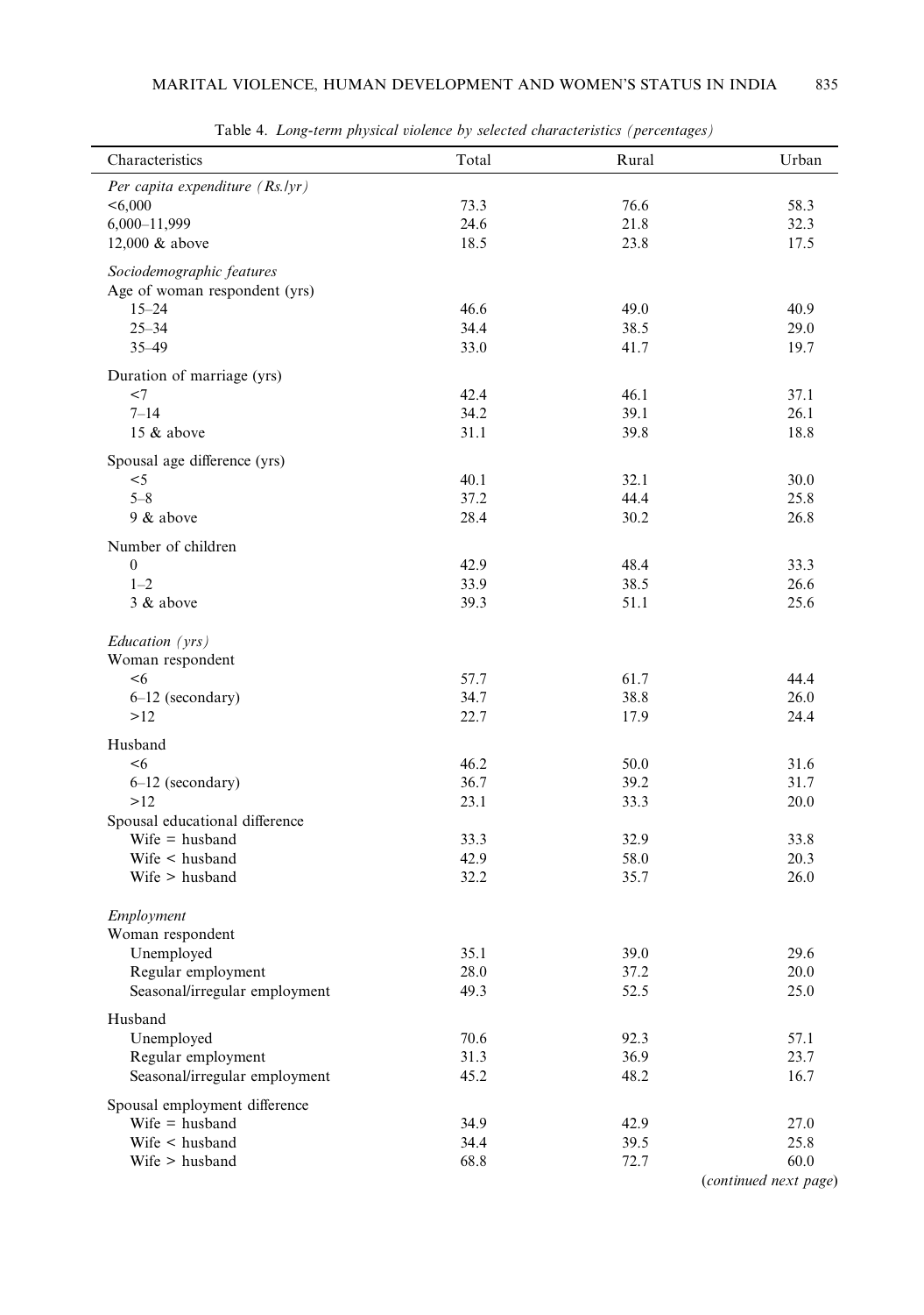Table 4. *Long-term physical violence by selected characteristics (percentages)*

| Characteristics | Total | Rural | Urban |
|---|---|---|---|
| *Per capita expenditure (Rs./yr)* | | | |
| <6,000 | 73.3 | 76.6 | 58.3 |
| 6,000–11,999 | 24.6 | 21.8 | 32.3 |
| 12,000 & above | 18.5 | 23.8 | 17.5 |
| *Sociodemographic features* | | | |
| Age of woman respondent (yrs) | | | |
| 15–24 | 46.6 | 49.0 | 40.9 |
| 25–34 | 34.4 | 38.5 | 29.0 |
| 35–49 | 33.0 | 41.7 | 19.7 |
| Duration of marriage (yrs) | | | |
| <7 | 42.4 | 46.1 | 37.1 |
| 7–14 | 34.2 | 39.1 | 26.1 |
| 15 & above | 31.1 | 39.8 | 18.8 |
| Spousal age difference (yrs) | | | |
| <5 | 40.1 | 32.1 | 30.0 |
| 5–8 | 37.2 | 44.4 | 25.8 |
| 9 & above | 28.4 | 30.2 | 26.8 |
| Number of children | | | |
| 0 | 42.9 | 48.4 | 33.3 |
| 1–2 | 33.9 | 38.5 | 26.6 |
| 3 & above | 39.3 | 51.1 | 25.6 |
| *Education (yrs)* | | | |
| Woman respondent | | | |
| <6 | 57.7 | 61.7 | 44.4 |
| 6–12 (secondary) | 34.7 | 38.8 | 26.0 |
| >12 | 22.7 | 17.9 | 24.4 |
| Husband | | | |
| <6 | 46.2 | 50.0 | 31.6 |
| 6–12 (secondary) | 36.7 | 39.2 | 31.7 |
| >12 | 23.1 | 33.3 | 20.0 |
| Spousal educational difference | | | |
| Wife = husband | 33.3 | 32.9 | 33.8 |
| Wife < husband | 42.9 | 58.0 | 20.3 |
| Wife > husband | 32.2 | 35.7 | 26.0 |
| *Employment* | | | |
| Woman respondent | | | |
| Unemployed | 35.1 | 39.0 | 29.6 |
| Regular employment | 28.0 | 37.2 | 20.0 |
| Seasonal/irregular employment | 49.3 | 52.5 | 25.0 |
| Husband | | | |
| Unemployed | 70.6 | 92.3 | 57.1 |
| Regular employment | 31.3 | 36.9 | 23.7 |
| Seasonal/irregular employment | 45.2 | 48.2 | 16.7 |
| Spousal employment difference | | | |
| Wife = husband | 34.9 | 42.9 | 27.0 |
| Wife < husband | 34.4 | 39.5 | 25.8 |
| Wife > husband | 68.8 | 72.7 | 60.0 |

(*continued next page*)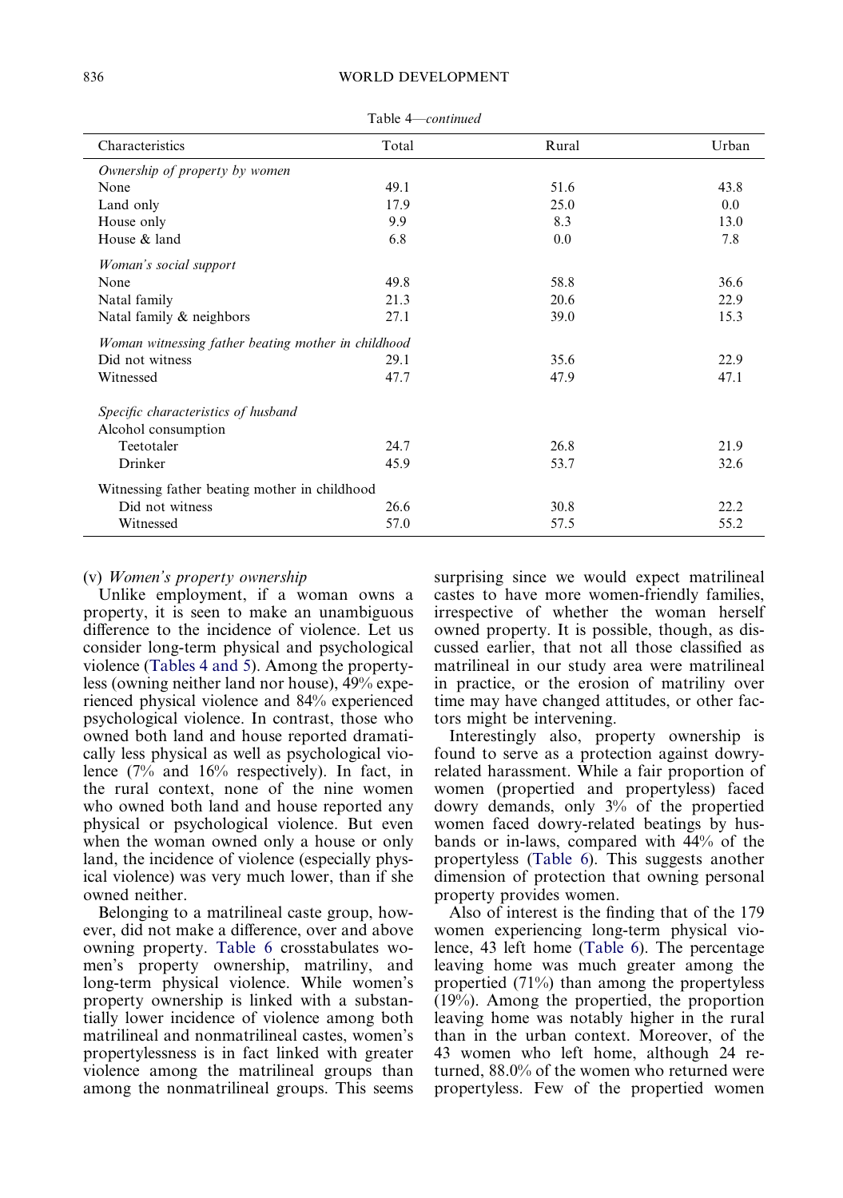Table 4—*continued*

| Characteristics | Total | Rural | Urban |
|---|---|---|---|
| *Ownership of property by women* | | | |
| None | 49.1 | 51.6 | 43.8 |
| Land only | 17.9 | 25.0 | 0.0 |
| House only | 9.9 | 8.3 | 13.0 |
| House & land | 6.8 | 0.0 | 7.8 |
| *Woman's social support* | | | |
| None | 49.8 | 58.8 | 36.6 |
| Natal family | 21.3 | 20.6 | 22.9 |
| Natal family & neighbors | 27.1 | 39.0 | 15.3 |
| *Woman witnessing father beating mother in childhood* | | | |
| Did not witness | 29.1 | 35.6 | 22.9 |
| Witnessed | 47.7 | 47.9 | 47.1 |
| *Specific characteristics of husband* | | | |
| Alcohol consumption | | | |
| Teetotaler | 24.7 | 26.8 | 21.9 |
| Drinker | 45.9 | 53.7 | 32.6 |
| Witnessing father beating mother in childhood | | | |
| Did not witness | 26.6 | 30.8 | 22.2 |
| Witnessed | 57.0 | 57.5 | 55.2 |

(v) *Women's property ownership*

Unlike employment, if a woman owns a property, it is seen to make an unambiguous difference to the incidence of violence. Let us consider long-term physical and psychological violence (Tables 4 and 5). Among the propertyless (owning neither land nor house), 49% experienced physical violence and 84% experienced psychological violence. In contrast, those who owned both land and house reported dramatically less physical as well as psychological violence (7% and 16% respectively). In fact, in the rural context, none of the nine women who owned both land and house reported any physical or psychological violence. But even when the woman owned only a house or only land, the incidence of violence (especially physical violence) was very much lower, than if she owned neither.

Belonging to a matrilineal caste group, however, did not make a difference, over and above owning property. Table 6 crosstabulates women's property ownership, matriliny, and long-term physical violence. While women's property ownership is linked with a substantially lower incidence of violence among both matrilineal and nonmatrilineal castes, women's propertylessness is in fact linked with greater violence among the matrilineal groups than among the nonmatrilineal groups. This seems surprising since we would expect matrilineal castes to have more women-friendly families, irrespective of whether the woman herself owned property. It is possible, though, as discussed earlier, that not all those classified as matrilineal in our study area were matrilineal in practice, or the erosion of matriliny over time may have changed attitudes, or other factors might be intervening.

Interestingly also, property ownership is found to serve as a protection against dowry-related harassment. While a fair proportion of women (propertied and propertyless) faced dowry demands, only 3% of the propertied women faced dowry-related beatings by husbands or in-laws, compared with 44% of the propertyless (Table 6). This suggests another dimension of protection that owning personal property provides women.

Also of interest is the finding that of the 179 women experiencing long-term physical violence, 43 left home (Table 6). The percentage leaving home was much greater among the propertied (71%) than among the propertyless (19%). Among the propertied, the proportion leaving home was notably higher in the rural than in the urban context. Moreover, of the 43 women who left home, although 24 returned, 88.0% of the women who returned were propertyless. Few of the propertied women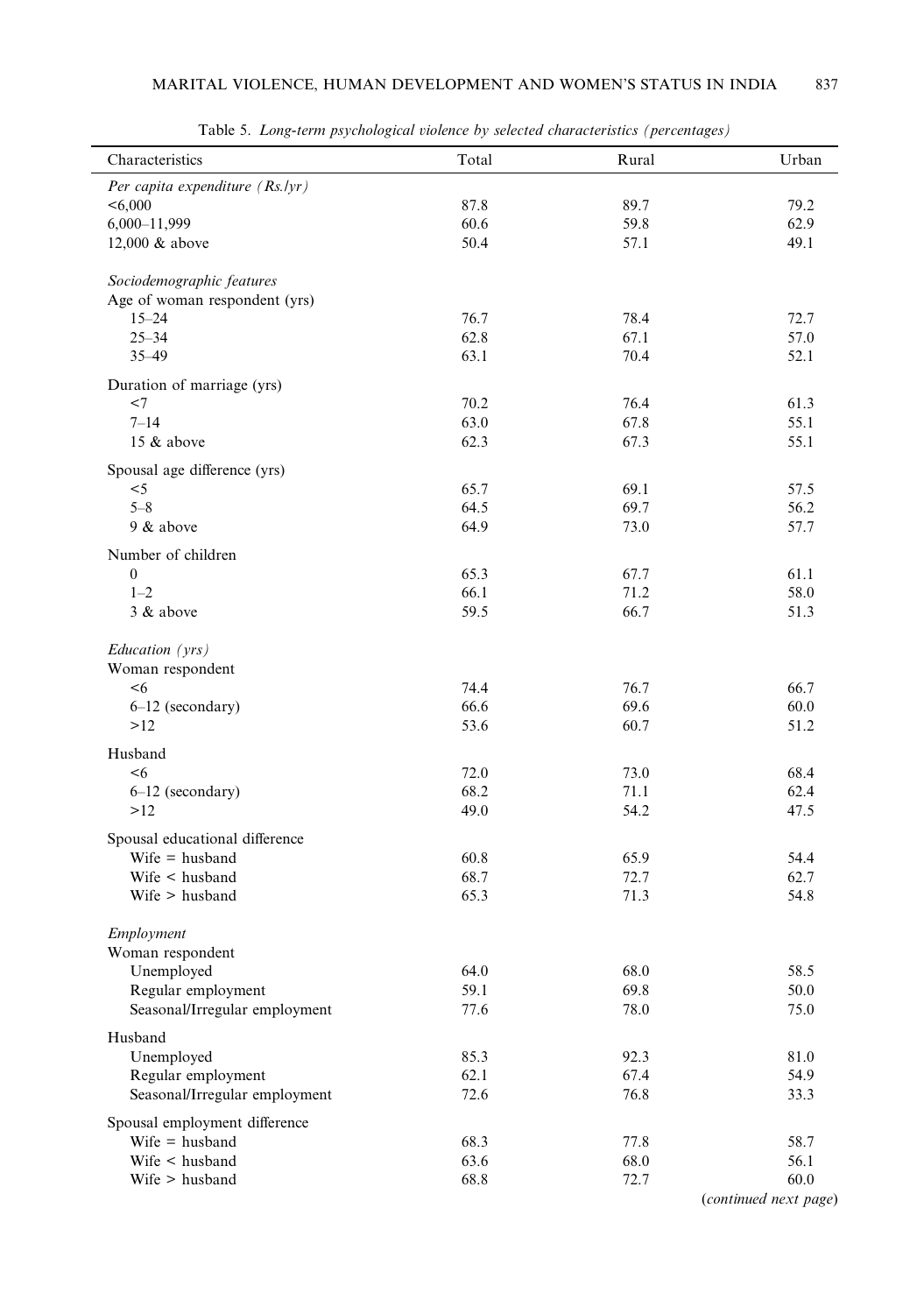Table 5. *Long-term psychological violence by selected characteristics (percentages)*

| Characteristics | Total | Rural | Urban |
|---|---|---|---|
| *Per capita expenditure (Rs./yr)* | | | |
| <6,000 | 87.8 | 89.7 | 79.2 |
| 6,000–11,999 | 60.6 | 59.8 | 62.9 |
| 12,000 & above | 50.4 | 57.1 | 49.1 |
| *Sociodemographic features* | | | |
| Age of woman respondent (yrs) | | | |
| 15–24 | 76.7 | 78.4 | 72.7 |
| 25–34 | 62.8 | 67.1 | 57.0 |
| 35–49 | 63.1 | 70.4 | 52.1 |
| Duration of marriage (yrs) | | | |
| <7 | 70.2 | 76.4 | 61.3 |
| 7–14 | 63.0 | 67.8 | 55.1 |
| 15 & above | 62.3 | 67.3 | 55.1 |
| Spousal age difference (yrs) | | | |
| <5 | 65.7 | 69.1 | 57.5 |
| 5–8 | 64.5 | 69.7 | 56.2 |
| 9 & above | 64.9 | 73.0 | 57.7 |
| Number of children | | | |
| 0 | 65.3 | 67.7 | 61.1 |
| 1–2 | 66.1 | 71.2 | 58.0 |
| 3 & above | 59.5 | 66.7 | 51.3 |
| *Education (yrs)* | | | |
| Woman respondent | | | |
| <6 | 74.4 | 76.7 | 66.7 |
| 6–12 (secondary) | 66.6 | 69.6 | 60.0 |
| >12 | 53.6 | 60.7 | 51.2 |
| Husband | | | |
| <6 | 72.0 | 73.0 | 68.4 |
| 6–12 (secondary) | 68.2 | 71.1 | 62.4 |
| >12 | 49.0 | 54.2 | 47.5 |
| Spousal educational difference | | | |
| Wife = husband | 60.8 | 65.9 | 54.4 |
| Wife < husband | 68.7 | 72.7 | 62.7 |
| Wife > husband | 65.3 | 71.3 | 54.8 |
| *Employment* | | | |
| Woman respondent | | | |
| Unemployed | 64.0 | 68.0 | 58.5 |
| Regular employment | 59.1 | 69.8 | 50.0 |
| Seasonal/Irregular employment | 77.6 | 78.0 | 75.0 |
| Husband | | | |
| Unemployed | 85.3 | 92.3 | 81.0 |
| Regular employment | 62.1 | 67.4 | 54.9 |
| Seasonal/Irregular employment | 72.6 | 76.8 | 33.3 |
| Spousal employment difference | | | |
| Wife = husband | 68.3 | 77.8 | 58.7 |
| Wife < husband | 63.6 | 68.0 | 56.1 |
| Wife > husband | 68.8 | 72.7 | 60.0 |

(*continued next page*)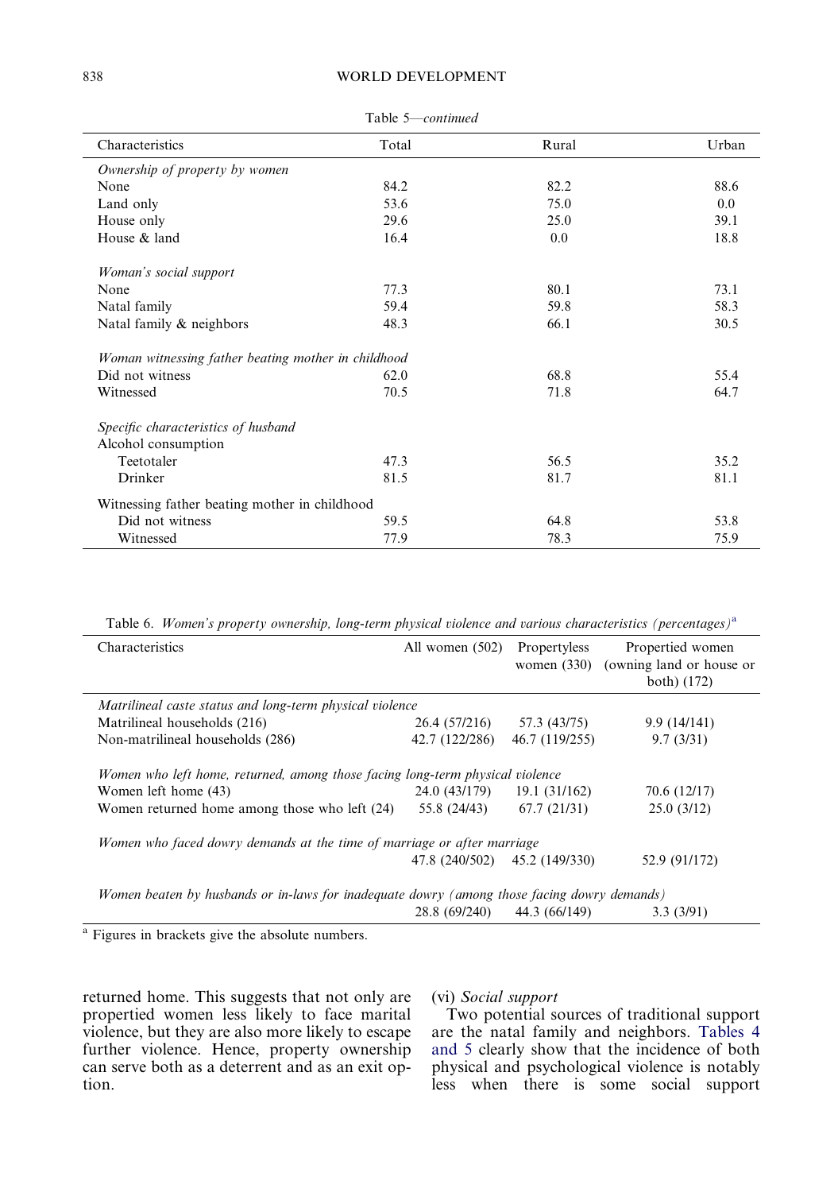Table 5—*continued*

| Characteristics | Total | Rural | Urban |
|---|---|---|---|
| *Ownership of property by women* | | | |
| None | 84.2 | 82.2 | 88.6 |
| Land only | 53.6 | 75.0 | 0.0 |
| House only | 29.6 | 25.0 | 39.1 |
| House & land | 16.4 | 0.0 | 18.8 |
| *Woman's social support* | | | |
| None | 77.3 | 80.1 | 73.1 |
| Natal family | 59.4 | 59.8 | 58.3 |
| Natal family & neighbors | 48.3 | 66.1 | 30.5 |
| *Woman witnessing father beating mother in childhood* | | | |
| Did not witness | 62.0 | 68.8 | 55.4 |
| Witnessed | 70.5 | 71.8 | 64.7 |
| *Specific characteristics of husband* | | | |
| Alcohol consumption | | | |
| Teetotaler | 47.3 | 56.5 | 35.2 |
| Drinker | 81.5 | 81.7 | 81.1 |
| Witnessing father beating mother in childhood | | | |
| Did not witness | 59.5 | 64.8 | 53.8 |
| Witnessed | 77.9 | 78.3 | 75.9 |

Table 6. *Women's property ownership, long-term physical violence and various characteristics (percentages)*[a]

| Characteristics | All women (502) | Propertyless women (330) | Propertied women (owning land or house or both) (172) |
|---|---|---|---|
| *Matrilineal caste status and long-term physical violence* | | | |
| Matrilineal households (216) | 26.4 (57/216) | 57.3 (43/75) | 9.9 (14/141) |
| Non-matrilineal households (286) | 42.7 (122/286) | 46.7 (119/255) | 9.7 (3/31) |
| *Women who left home, returned, among those facing long-term physical violence* | | | |
| Women left home (43) | 24.0 (43/179) | 19.1 (31/162) | 70.6 (12/17) |
| Women returned home among those who left (24) | 55.8 (24/43) | 67.7 (21/31) | 25.0 (3/12) |
| *Women who faced dowry demands at the time of marriage or after marriage* | | | |
| | 47.8 (240/502) | 45.2 (149/330) | 52.9 (91/172) |
| *Women beaten by husbands or in-laws for inadequate dowry (among those facing dowry demands)* | | | |
| | 28.8 (69/240) | 44.3 (66/149) | 3.3 (3/91) |

[a] Figures in brackets give the absolute numbers.

returned home. This suggests that not only are propertied women less likely to face marital violence, but they are also more likely to escape further violence. Hence, property ownership can serve both as a deterrent and as an exit option.

(vi) *Social support*

Two potential sources of traditional support are the natal family and neighbors. Tables 4 and 5 clearly show that the incidence of both physical and psychological violence is notably less when there is some social support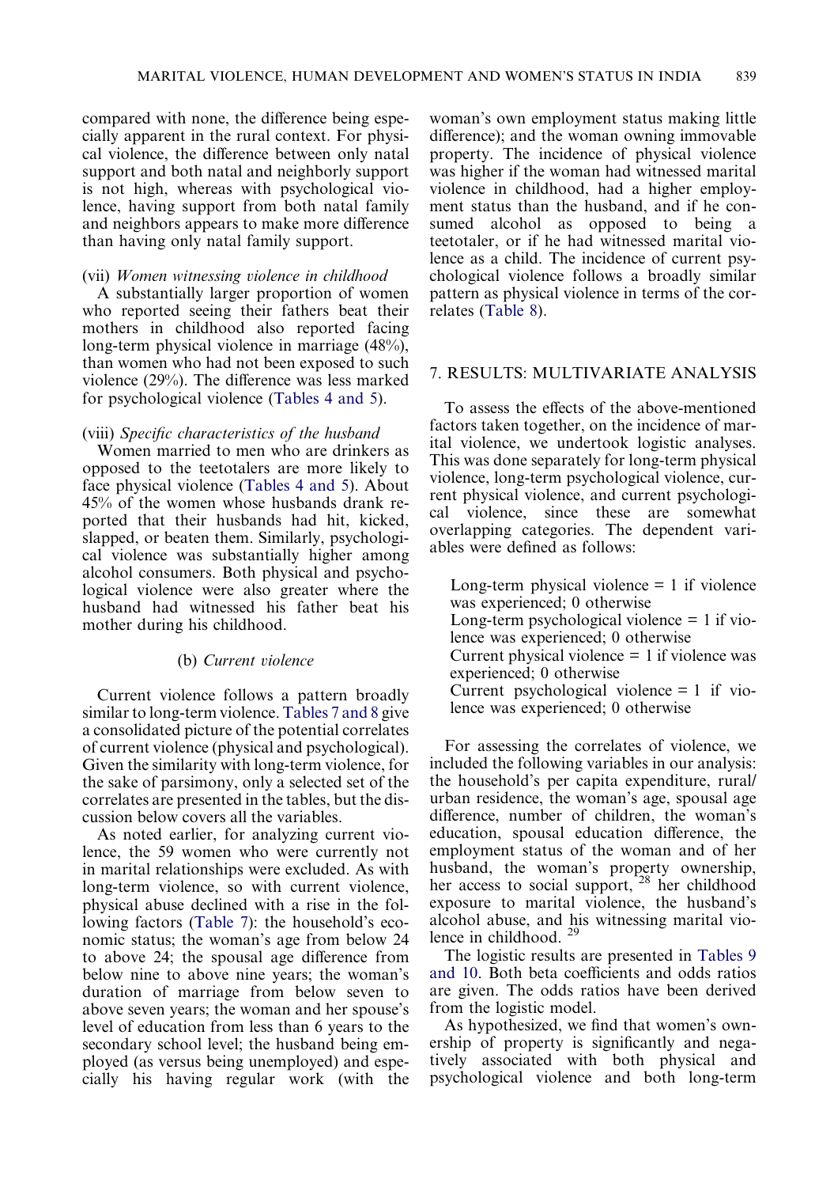compared with none, the difference being especially apparent in the rural context. For physical violence, the difference between only natal support and both natal and neighborly support is not high, whereas with psychological violence, having support from both natal family and neighbors appears to make more difference than having only natal family support.

(vii) *Women witnessing violence in childhood*

A substantially larger proportion of women who reported seeing their fathers beat their mothers in childhood also reported facing long-term physical violence in marriage (48%), than women who had not been exposed to such violence (29%). The difference was less marked for psychological violence (Tables 4 and 5).

(viii) *Specific characteristics of the husband*

Women married to men who are drinkers as opposed to the teetotalers are more likely to face physical violence (Tables 4 and 5). About 45% of the women whose husbands drank reported that their husbands had hit, kicked, slapped, or beaten them. Similarly, psychological violence was substantially higher among alcohol consumers. Both physical and psychological violence were also greater where the husband had witnessed his father beat his mother during his childhood.

### (b) *Current violence*

Current violence follows a pattern broadly similar to long-term violence. Tables 7 and 8 give a consolidated picture of the potential correlates of current violence (physical and psychological). Given the similarity with long-term violence, for the sake of parsimony, only a selected set of the correlates are presented in the tables, but the discussion below covers all the variables.

As noted earlier, for analyzing current violence, the 59 women who were currently not in marital relationships were excluded. As with long-term violence, so with current violence, physical abuse declined with a rise in the following factors (Table 7): the household's economic status; the woman's age from below 24 to above 24; the spousal age difference from below nine to above nine years; the woman's duration of marriage from below seven to above seven years; the woman and her spouse's level of education from less than 6 years to the secondary school level; the husband being employed (as versus being unemployed) and especially his having regular work (with the woman's own employment status making little difference); and the woman owning immovable property. The incidence of physical violence was higher if the woman had witnessed marital violence in childhood, had a higher employment status than the husband, and if he consumed alcohol as opposed to being a teetotaler, or if he had witnessed marital violence as a child. The incidence of current psychological violence follows a broadly similar pattern as physical violence in terms of the correlates (Table 8).

## 7. RESULTS: MULTIVARIATE ANALYSIS

To assess the effects of the above-mentioned factors taken together, on the incidence of marital violence, we undertook logistic analyses. This was done separately for long-term physical violence, long-term psychological violence, current physical violence, and current psychological violence, since these are somewhat overlapping categories. The dependent variables were defined as follows:

Long-term physical violence = 1 if violence was experienced; 0 otherwise
Long-term psychological violence = 1 if violence was experienced; 0 otherwise
Current physical violence = 1 if violence was experienced; 0 otherwise
Current psychological violence = 1 if violence was experienced; 0 otherwise

For assessing the correlates of violence, we included the following variables in our analysis: the household's per capita expenditure, rural/urban residence, the woman's age, spousal age difference, number of children, the woman's education, spousal education difference, the employment status of the woman and of her husband, the property ownership, her access to social support, [28] her childhood exposure to marital violence, the husband's alcohol abuse, and his witnessing marital violence in childhood. [29]

The logistic results are presented in Tables 9 and 10. Both beta coefficients and odds ratios are given. The odds ratios have been derived from the logistic model.

As hypothesized, we find that women's ownership of property is significantly and negatively associated with both physical and psychological violence and both long-term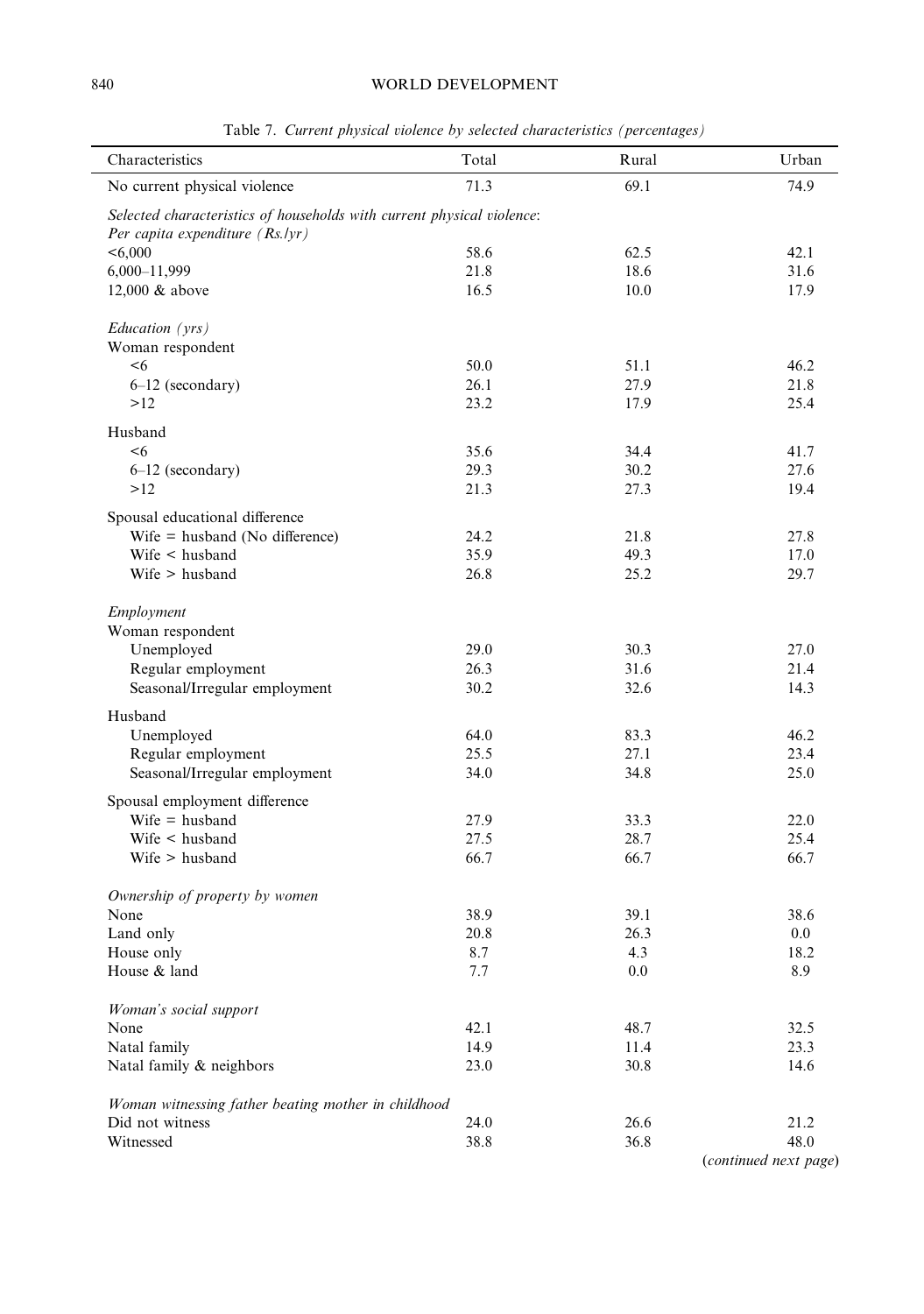Table 7. *Current physical violence by selected characteristics (percentages)*

| Characteristics | Total | Rural | Urban |
|---|---|---|---|
| No current physical violence | 71.3 | 69.1 | 74.9 |
| *Selected characteristics of households with current physical violence:* | | | |
| *Per capita expenditure (Rs./yr)* | | | |
| <6,000 | 58.6 | 62.5 | 42.1 |
| 6,000–11,999 | 21.8 | 18.6 | 31.6 |
| 12,000 & above | 16.5 | 10.0 | 17.9 |
| *Education (yrs)* | | | |
| Woman respondent | | | |
| <6 | 50.0 | 51.1 | 46.2 |
| 6–12 (secondary) | 26.1 | 27.9 | 21.8 |
| >12 | 23.2 | 17.9 | 25.4 |
| Husband | | | |
| <6 | 35.6 | 34.4 | 41.7 |
| 6–12 (secondary) | 29.3 | 30.2 | 27.6 |
| >12 | 21.3 | 27.3 | 19.4 |
| Spousal educational difference | | | |
| Wife = husband (No difference) | 24.2 | 21.8 | 27.8 |
| Wife < husband | 35.9 | 49.3 | 17.0 |
| Wife > husband | 26.8 | 25.2 | 29.7 |
| *Employment* | | | |
| Woman respondent | | | |
| Unemployed | 29.0 | 30.3 | 27.0 |
| Regular employment | 26.3 | 31.6 | 21.4 |
| Seasonal/Irregular employment | 30.2 | 32.6 | 14.3 |
| Husband | | | |
| Unemployed | 64.0 | 83.3 | 46.2 |
| Regular employment | 25.5 | 27.1 | 23.4 |
| Seasonal/Irregular employment | 34.0 | 34.8 | 25.0 |
| Spousal employment difference | | | |
| Wife = husband | 27.9 | 33.3 | 22.0 |
| Wife < husband | 27.5 | 28.7 | 25.4 |
| Wife > husband | 66.7 | 66.7 | 66.7 |
| *Ownership of property by women* | | | |
| None | 38.9 | 39.1 | 38.6 |
| Land only | 20.8 | 26.3 | 0.0 |
| House only | 8.7 | 4.3 | 18.2 |
| House & land | 7.7 | 0.0 | 8.9 |
| *Woman's social support* | | | |
| None | 42.1 | 48.7 | 32.5 |
| Natal family | 14.9 | 11.4 | 23.3 |
| Natal family & neighbors | 23.0 | 30.8 | 14.6 |
| *Woman witnessing father beating mother in childhood* | | | |
| Did not witness | 24.0 | 26.6 | 21.2 |
| Witnessed | 38.8 | 36.8 | 48.0 |

(*continued next page*)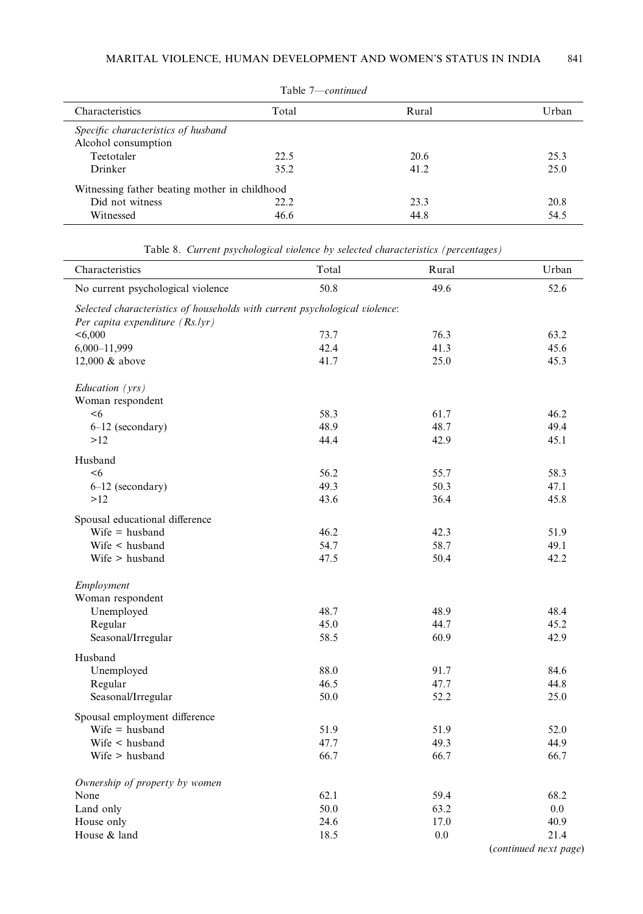Table 7—*continued*

| Characteristics | Total | Rural | Urban |
|---|---|---|---|
| *Specific characteristics of husband* | | | |
| Alcohol consumption | | | |
| Teetotaler | 22.5 | 20.6 | 25.3 |
| Drinker | 35.2 | 41.2 | 25.0 |
| Witnessing father beating mother in childhood | | | |
| Did not witness | 22.2 | 23.3 | 20.8 |
| Witnessed | 46.6 | 44.8 | 54.5 |

Table 8. *Current psychological violence by selected characteristics (percentages)*

| Characteristics | Total | Rural | Urban |
|---|---|---|---|
| No current psychological violence | 50.8 | 49.6 | 52.6 |
| *Selected characteristics of households with current psychological violence:* | | | |
| *Per capita expenditure (Rs./yr)* | | | |
| <6,000 | 73.7 | 76.3 | 63.2 |
| 6,000–11,999 | 42.4 | 41.3 | 45.6 |
| 12,000 & above | 41.7 | 25.0 | 45.3 |
| *Education (yrs)* | | | |
| Woman respondent | | | |
| <6 | 58.3 | 61.7 | 46.2 |
| 6–12 (secondary) | 48.9 | 48.7 | 49.4 |
| >12 | 44.4 | 42.9 | 45.1 |
| Husband | | | |
| <6 | 56.2 | 55.7 | 58.3 |
| 6–12 (secondary) | 49.3 | 50.3 | 47.1 |
| >12 | 43.6 | 36.4 | 45.8 |
| Spousal educational difference | | | |
| Wife = husband | 46.2 | 42.3 | 51.9 |
| Wife < husband | 54.7 | 58.7 | 49.1 |
| Wife > husband | 47.5 | 50.4 | 42.2 |
| *Employment* | | | |
| Woman respondent | | | |
| Unemployed | 48.7 | 48.9 | 48.4 |
| Regular | 45.0 | 44.7 | 45.2 |
| Seasonal/Irregular | 58.5 | 60.9 | 42.9 |
| Husband | | | |
| Unemployed | 88.0 | 91.7 | 84.6 |
| Regular | 46.5 | 47.7 | 44.8 |
| Seasonal/Irregular | 50.0 | 52.2 | 25.0 |
| Spousal employment difference | | | |
| Wife = husband | 51.9 | 51.9 | 52.0 |
| Wife < husband | 47.7 | 49.3 | 44.9 |
| Wife > husband | 66.7 | 66.7 | 66.7 |
| *Ownership of property by women* | | | |
| None | 62.1 | 59.4 | 68.2 |
| Land only | 50.0 | 63.2 | 0.0 |
| House only | 24.6 | 17.0 | 40.9 |
| House & land | 18.5 | 0.0 | 21.4 |

(*continued next page*)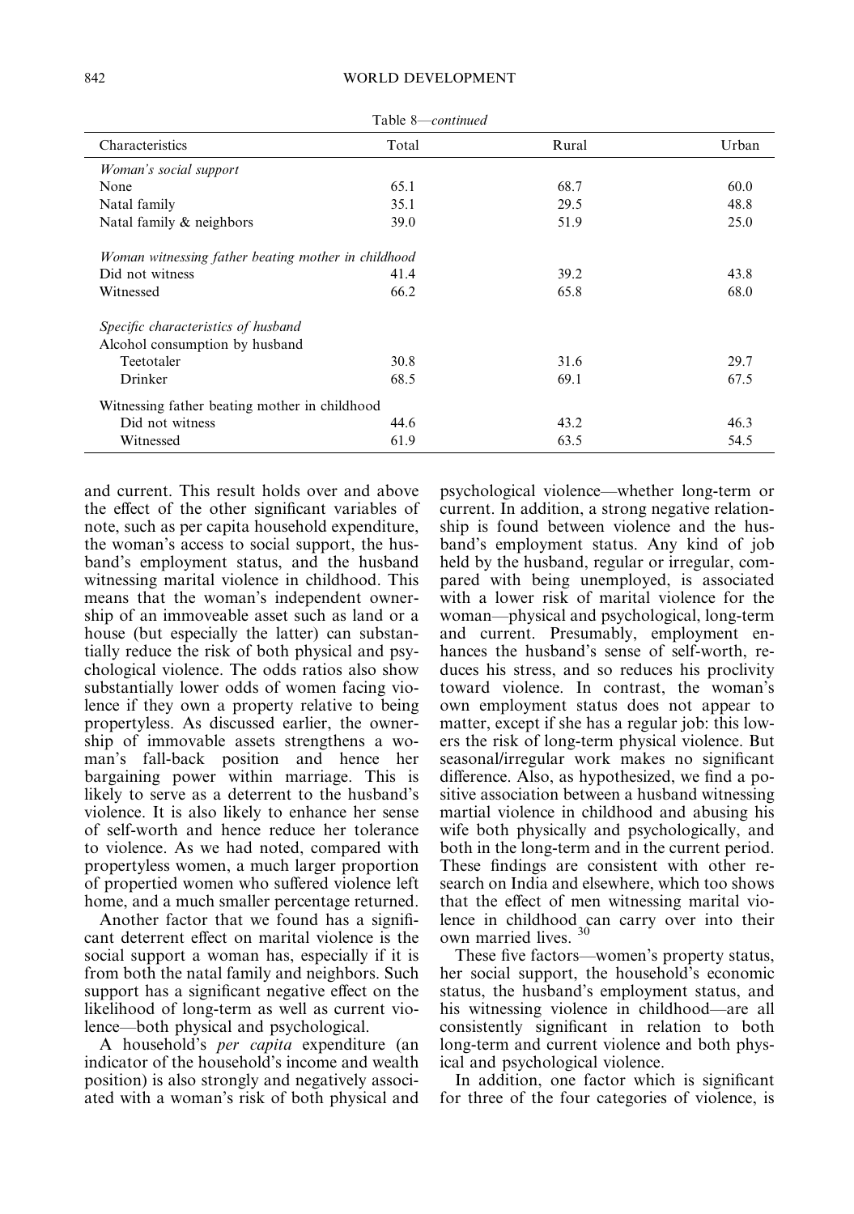Table 8—*continued*

| Characteristics | Total | Rural | Urban |
|---|---|---|---|
| *Woman's social support* | | | |
| None | 65.1 | 68.7 | 60.0 |
| Natal family | 35.1 | 29.5 | 48.8 |
| Natal family & neighbors | 39.0 | 51.9 | 25.0 |
| *Woman witnessing father beating mother in childhood* | | | |
| Did not witness | 41.4 | 39.2 | 43.8 |
| Witnessed | 66.2 | 65.8 | 68.0 |
| *Specific characteristics of husband* | | | |
| Alcohol consumption by husband | | | |
| Teetotaler | 30.8 | 31.6 | 29.7 |
| Drinker | 68.5 | 69.1 | 67.5 |
| Witnessing father beating mother in childhood | | | |
| Did not witness | 44.6 | 43.2 | 46.3 |
| Witnessed | 61.9 | 63.5 | 54.5 |

and current. This result holds over and above the effect of the other significant variables of note, such as per capita household expenditure, the woman's access to social support, the husband's employment status, and the husband witnessing marital violence in childhood. This means that the woman's independent ownership of an immoveable asset such as land or a house (but especially the latter) can substantially reduce the risk of both physical and psychological violence. The odds ratios also show substantially lower odds of women facing violence if they own a property relative to being propertyless. As discussed earlier, the ownership of immovable assets strengthens a woman's fall-back position and hence her bargaining power within marriage. This is likely to serve as a deterrent to the husband's violence. It is also likely to enhance her sense of self-worth and hence reduce her tolerance to violence. As we had noted, compared with propertyless women, a much larger proportion of propertied women who suffered violence left home, and a much smaller percentage returned.

Another factor that we found has a significant deterrent effect on marital violence is the social support a woman has, especially if it is from both the natal family and neighbors. Such support has a significant negative effect on the likelihood of long-term as well as current violence—both physical and psychological.

A household's *per capita* expenditure (an indicator of the household's income and wealth position) is also strongly and negatively associated with a woman's risk of both physical and psychological violence—whether long-term or current. In addition, a strong negative relationship is found between violence and the husband's employment status. Any kind of job held by the husband, regular or irregular, compared with being unemployed, is associated with a lower risk of marital violence for the woman—physical and psychological, long-term and current. Presumably, employment enhances the husband's sense of self-worth, reduces his stress, and so reduces his proclivity toward violence. In contrast, the woman's own employment status does not appear to matter, except if she has a regular job: this lowers the risk of long-term physical violence. But seasonal/irregular work makes no significant difference. Also, as hypothesized, we find a positive association between a husband witnessing martial violence in childhood and abusing his wife both physically and psychologically, and both in the long-term and in the current period. These findings are consistent with other research on India and elsewhere, which too shows that the effect of men witnessing marital violence in childhood can carry over into their own married lives. [30]

These five factors—women's property status, her social support, the household's economic status, the husband's employment status, and his witnessing violence in childhood—are all consistently significant in relation to both long-term and current violence and both physical and psychological violence.

In addition, one factor which is significant for three of the four categories of violence, is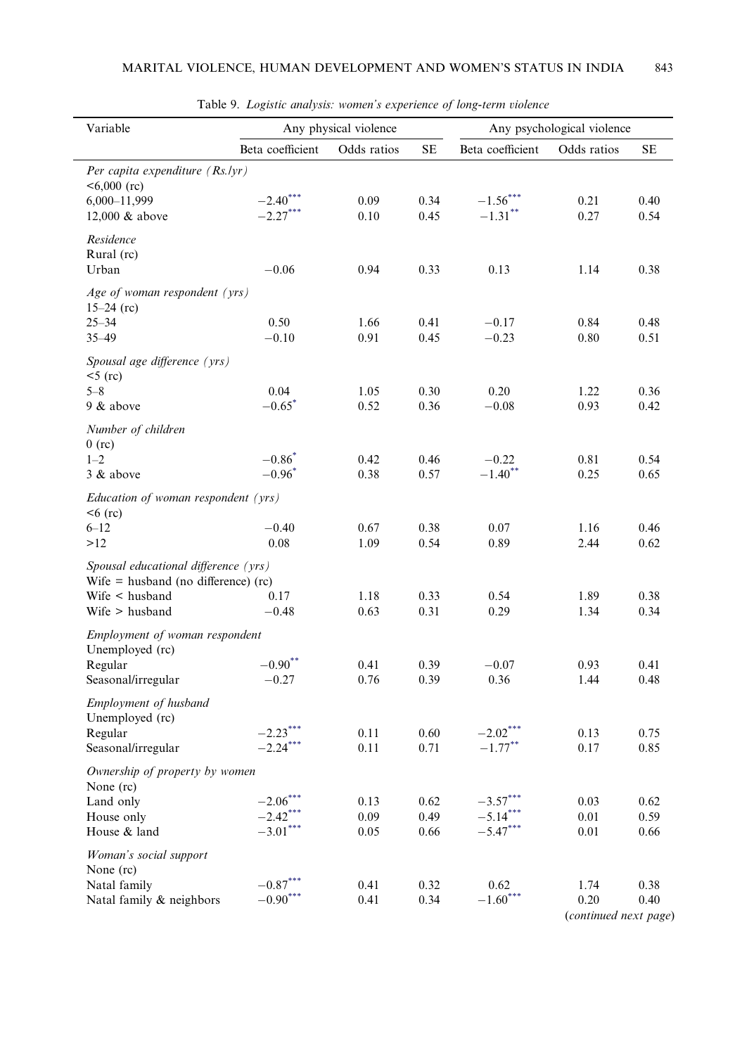Table 9. *Logistic analysis: women's experience of long-term violence*

| Variable | Any physical violence | | | Any psychological violence | | |
|---|---|---|---|---|---|---|
| | Beta coefficient | Odds ratios | SE | Beta coefficient | Odds ratios | SE |
| *Per capita expenditure (Rs./yr)* | | | | | | |
| <6,000 (rc) | | | | | | |
| 6,000–11,999 | −2.40*** | 0.09 | 0.34 | −1.56*** | 0.21 | 0.40 |
| 12,000 & above | −2.27*** | 0.10 | 0.45 | −1.31** | 0.27 | 0.54 |
| *Residence* | | | | | | |
| Rural (rc) | | | | | | |
| Urban | −0.06 | 0.94 | 0.33 | 0.13 | 1.14 | 0.38 |
| *Age of woman respondent (yrs)* | | | | | | |
| 15–24 (rc) | | | | | | |
| 25–34 | 0.50 | 1.66 | 0.41 | −0.17 | 0.84 | 0.48 |
| 35–49 | −0.10 | 0.91 | 0.45 | −0.23 | 0.80 | 0.51 |
| *Spousal age difference (yrs)* | | | | | | |
| <5 (rc) | | | | | | |
| 5–8 | 0.04 | 1.05 | 0.30 | 0.20 | 1.22 | 0.36 |
| 9 & above | −0.65* | 0.52 | 0.36 | −0.08 | 0.93 | 0.42 |
| *Number of children* | | | | | | |
| 0 (rc) | | | | | | |
| 1–2 | −0.86* | 0.42 | 0.46 | −0.22 | 0.81 | 0.54 |
| 3 & above | −0.96* | 0.38 | 0.57 | −1.40** | 0.25 | 0.65 |
| *Education of woman respondent (yrs)* | | | | | | |
| <6 (rc) | | | | | | |
| 6–12 | −0.40 | 0.67 | 0.38 | 0.07 | 1.16 | 0.46 |
| >12 | 0.08 | 1.09 | 0.54 | 0.89 | 2.44 | 0.62 |
| *Spousal educational difference (yrs)* | | | | | | |
| Wife = husband (no difference) (rc) | | | | | | |
| Wife < husband | 0.17 | 1.18 | 0.33 | 0.54 | 1.89 | 0.38 |
| Wife > husband | −0.48 | 0.63 | 0.31 | 0.29 | 1.34 | 0.34 |
| *Employment of woman respondent* | | | | | | |
| Unemployed (rc) | | | | | | |
| Regular | −0.90** | 0.41 | 0.39 | −0.07 | 0.93 | 0.41 |
| Seasonal/irregular | −0.27 | 0.76 | 0.39 | 0.36 | 1.44 | 0.48 |
| *Employment of husband* | | | | | | |
| Unemployed (rc) | | | | | | |
| Regular | −2.23*** | 0.11 | 0.60 | −2.02*** | 0.13 | 0.75 |
| Seasonal/irregular | −2.24*** | 0.11 | 0.71 | −1.77** | 0.17 | 0.85 |
| *Ownership of property by women* | | | | | | |
| None (rc) | | | | | | |
| Land only | −2.06*** | 0.13 | 0.62 | −3.57*** | 0.03 | 0.62 |
| House only | −2.42*** | 0.09 | 0.49 | −5.14*** | 0.01 | 0.59 |
| House & land | −3.01*** | 0.05 | 0.66 | −5.47*** | 0.01 | 0.66 |
| *Woman's social support* | | | | | | |
| None (rc) | | | | | | |
| Natal family | −0.87*** | 0.41 | 0.32 | 0.62 | 1.74 | 0.38 |
| Natal family & neighbors | −0.90*** | 0.41 | 0.34 | −1.60*** | 0.20 | 0.40 |

(*continued next page*)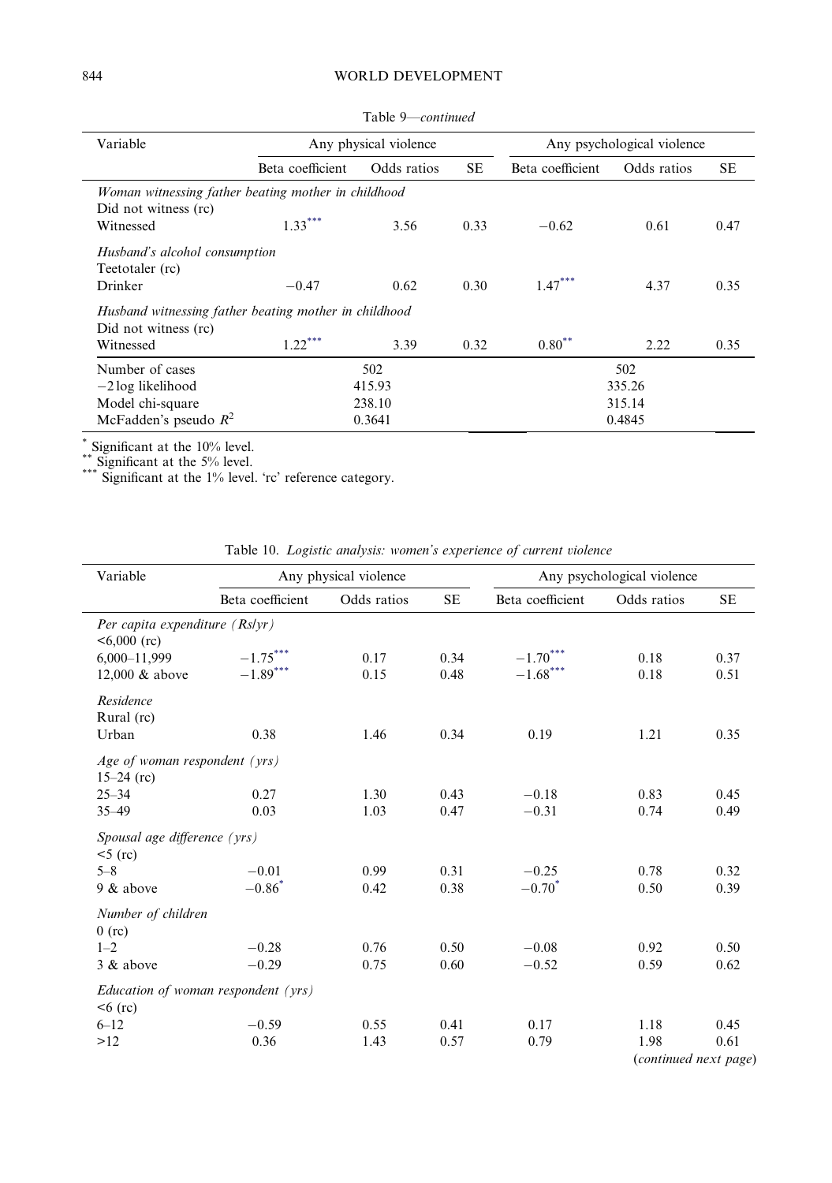Table 9—*continued*

| Variable | Any physical violence | | | Any psychological violence | | |
|---|---|---|---|---|---|---|
| | Beta coefficient | Odds ratios | SE | Beta coefficient | Odds ratios | SE |
| *Woman witnessing father beating mother in childhood* | | | | | | |
| Did not witness (rc) | | | | | | |
| Witnessed | 1.33*** | 3.56 | 0.33 | −0.62 | 0.61 | 0.47 |
| *Husband's alcohol consumption* | | | | | | |
| Teetotaler (rc) | | | | | | |
| Drinker | −0.47 | 0.62 | 0.30 | 1.47*** | 4.37 | 0.35 |
| *Husband witnessing father beating mother in childhood* | | | | | | |
| Did not witness (rc) | | | | | | |
| Witnessed | 1.22*** | 3.39 | 0.32 | 0.80** | 2.22 | 0.35 |
| Number of cases | 502 | | | 502 | | |
| −2 log likelihood | 415.93 | | | 335.26 | | |
| Model chi-square | 238.10 | | | 315.14 | | |
| McFadden's pseudo $R^2$ | 0.3641 | | | 0.4845 | | |

\* Significant at the 10% level.
\** Significant at the 5% level.
\*** Significant at the 1% level. 'rc' reference category.

Table 10. *Logistic analysis: women's experience of current violence*

| Variable | Any physical violence | | | Any psychological violence | | |
|---|---|---|---|---|---|---|
| | Beta coefficient | Odds ratios | SE | Beta coefficient | Odds ratios | SE |
| *Per capita expenditure (Rs/yr)* | | | | | | |
| <6,000 (rc) | | | | | | |
| 6,000–11,999 | −1.75*** | 0.17 | 0.34 | −1.70*** | 0.18 | 0.37 |
| 12,000 & above | −1.89*** | 0.15 | 0.48 | −1.68*** | 0.18 | 0.51 |
| *Residence* | | | | | | |
| Rural (rc) | | | | | | |
| Urban | 0.38 | 1.46 | 0.34 | 0.19 | 1.21 | 0.35 |
| *Age of woman respondent (yrs)* | | | | | | |
| 15–24 (rc) | | | | | | |
| 25–34 | 0.27 | 1.30 | 0.43 | −0.18 | 0.83 | 0.45 |
| 35–49 | 0.03 | 1.03 | 0.47 | −0.31 | 0.74 | 0.49 |
| *Spousal age difference (yrs)* | | | | | | |
| <5 (rc) | | | | | | |
| 5–8 | −0.01 | 0.99 | 0.31 | −0.25 | 0.78 | 0.32 |
| 9 & above | −0.86* | 0.42 | 0.38 | −0.70* | 0.50 | 0.39 |
| *Number of children* | | | | | | |
| 0 (rc) | | | | | | |
| 1–2 | −0.28 | 0.76 | 0.50 | −0.08 | 0.92 | 0.50 |
| 3 & above | −0.29 | 0.75 | 0.60 | −0.52 | 0.59 | 0.62 |
| *Education of woman respondent (yrs)* | | | | | | |
| <6 (rc) | | | | | | |
| 6–12 | −0.59 | 0.55 | 0.41 | 0.17 | 1.18 | 0.45 |
| >12 | 0.36 | 1.43 | 0.57 | 0.79 | 1.98 | 0.61 |

(*continued next page*)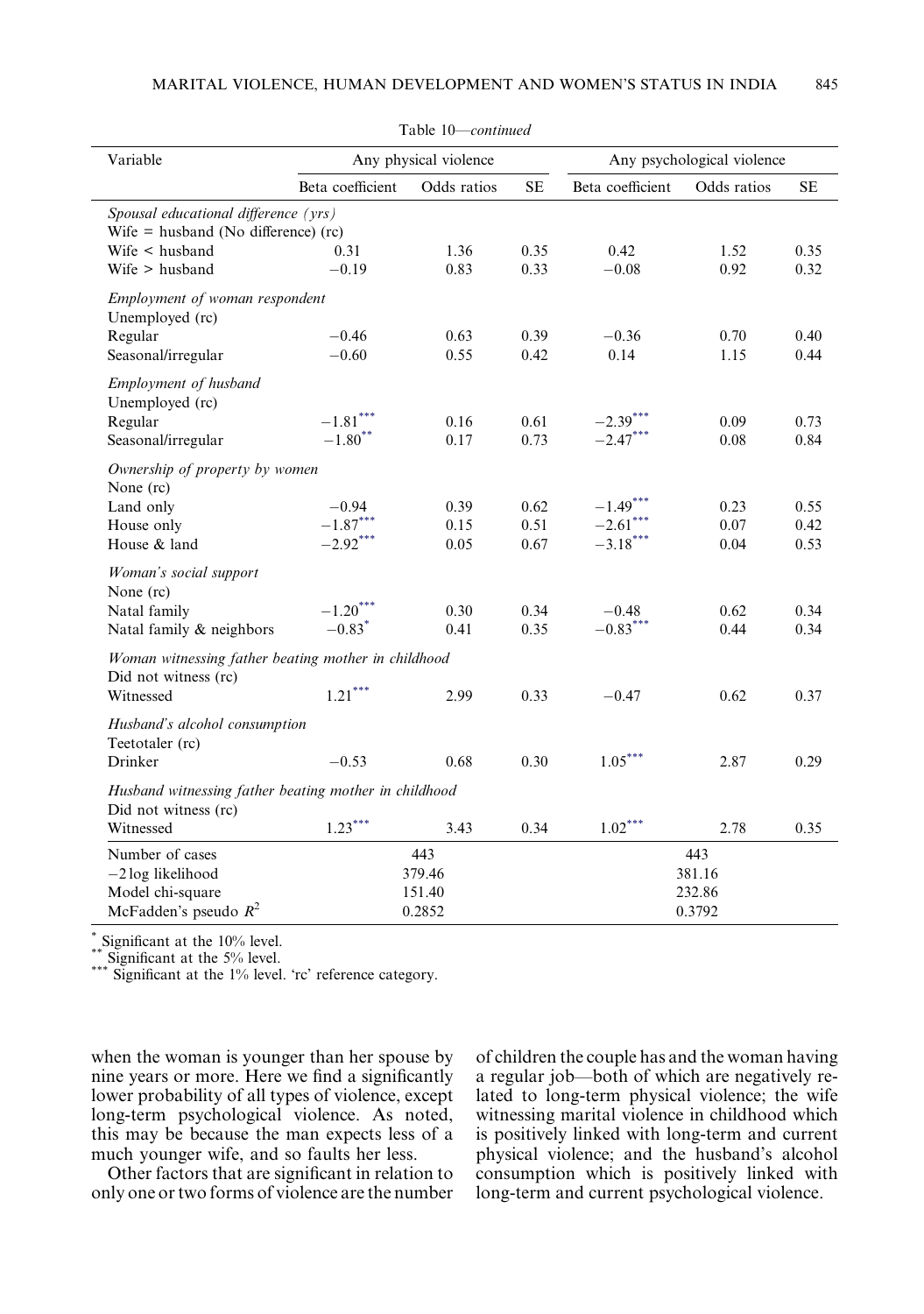Table 10—*continued*

| Variable | Any physical violence | | | Any psychological violence | | |
|---|---|---|---|---|---|---|
| | Beta coefficient | Odds ratios | SE | Beta coefficient | Odds ratios | SE |
| *Spousal educational difference (yrs)* | | | | | | |
| Wife = husband (No difference) (rc) | | | | | | |
| Wife < husband | 0.31 | 1.36 | 0.35 | 0.42 | 1.52 | 0.35 |
| Wife > husband | −0.19 | 0.83 | 0.33 | −0.08 | 0.92 | 0.32 |
| *Employment of woman respondent* | | | | | | |
| Unemployed (rc) | | | | | | |
| Regular | −0.46 | 0.63 | 0.39 | −0.36 | 0.70 | 0.40 |
| Seasonal/irregular | −0.60 | 0.55 | 0.42 | 0.14 | 1.15 | 0.44 |
| *Employment of husband* | | | | | | |
| Unemployed (rc) | | | | | | |
| Regular | −1.81*** | 0.16 | 0.61 | −2.39*** | 0.09 | 0.73 |
| Seasonal/irregular | −1.80** | 0.17 | 0.73 | −2.47*** | 0.08 | 0.84 |
| *Ownership of property by women* | | | | | | |
| None (rc) | | | | | | |
| Land only | −0.94 | 0.39 | 0.62 | −1.49*** | 0.23 | 0.55 |
| House only | −1.87*** | 0.15 | 0.51 | −2.61*** | 0.07 | 0.42 |
| House & land | −2.92*** | 0.05 | 0.67 | −3.18*** | 0.04 | 0.53 |
| *Woman's social support* | | | | | | |
| None (rc) | | | | | | |
| Natal family | −1.20*** | 0.30 | 0.34 | −0.48 | 0.62 | 0.34 |
| Natal family & neighbors | −0.83* | 0.41 | 0.35 | −0.83*** | 0.44 | 0.34 |
| *Woman witnessing father beating mother in childhood* | | | | | | |
| Did not witness (rc) | | | | | | |
| Witnessed | 1.21*** | 2.99 | 0.33 | −0.47 | 0.62 | 0.37 |
| *Husband's alcohol consumption* | | | | | | |
| Teetotaler (rc) | | | | | | |
| Drinker | −0.53 | 0.68 | 0.30 | 1.05*** | 2.87 | 0.29 |
| *Husband witnessing father beating mother in childhood* | | | | | | |
| Did not witness (rc) | | | | | | |
| Witnessed | 1.23*** | 3.43 | 0.34 | 1.02*** | 2.78 | 0.35 |
| Number of cases | 443 | | | 443 | | |
| −2 log likelihood | 379.46 | | | 381.16 | | |
| Model chi-square | 151.40 | | | 232.86 | | |
| McFadden's pseudo $R^2$ | 0.2852 | | | 0.3792 | | |

\* Significant at the 10% level.
\*\* Significant at the 5% level.
\*\*\* Significant at the 1% level. 'rc' reference category.

when the woman is younger than her spouse by nine years or more. Here we find a significantly lower probability of all types of violence, except long-term psychological violence. As noted, this may be because the man expects less of a much younger wife, and so faults her less.

Other factors that are significant in relation to only one or two forms of violence are the number of children the couple has and the woman having a regular job—both of which are negatively related to long-term physical violence; the wife witnessing marital violence in childhood which is positively linked with long-term and current physical violence; and the husband's alcohol consumption which is positively linked with long-term and current psychological violence.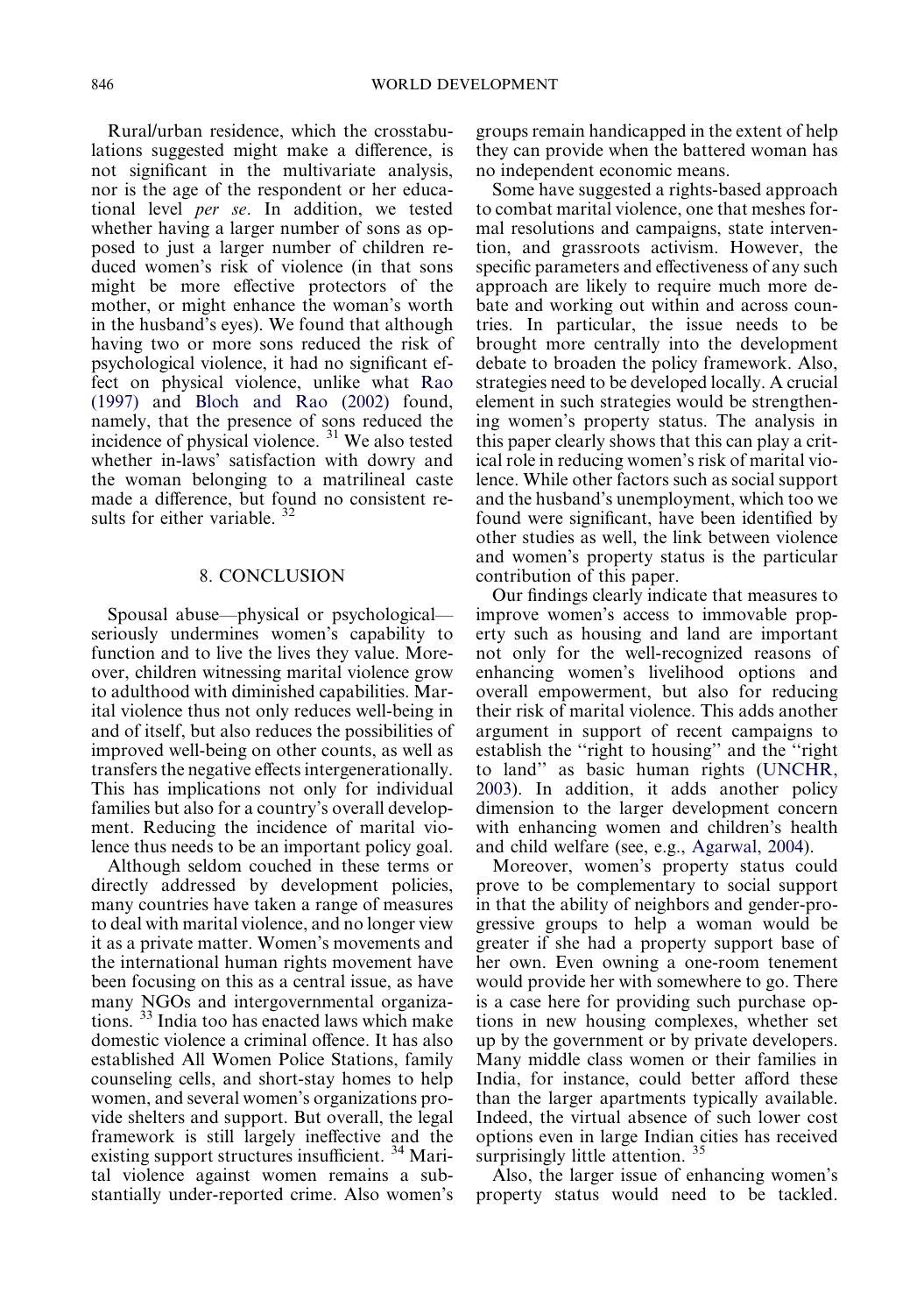Rural/urban residence, which the crosstabulations suggested might make a difference, is not significant in the multivariate analysis, nor is the age of the respondent or her educational level *per se*. In addition, we tested whether having a larger number of sons as opposed to just a larger number of children reduced women's risk of violence (in that sons might be more effective protectors of the mother, or might enhance the woman's worth in the husband's eyes). We found that although having two or more sons reduced the risk of psychological violence, it had no significant effect on physical violence, unlike what Rao (1997) and Bloch and Rao (2002) found, namely, that the presence of sons reduced the incidence of physical violence. [31] We also tested whether in-laws' satisfaction with dowry and the woman belonging to a matrilineal caste made a difference, but found no consistent results for either variable. [32]

## 8. CONCLUSION

Spousal abuse—physical or psychological—seriously undermines women's capability to function and to live the lives they value. Moreover, children witnessing marital violence grow to adulthood with diminished capabilities. Marital violence thus not only reduces well-being in and of itself, but also reduces the possibilities of improved well-being on other counts, as well as transfers the negative effects intergenerationally. This has implications not only for individual families but also for a country's overall development. Reducing the incidence of marital violence thus needs to be an important policy goal.

Although seldom couched in these terms or directly addressed by development policies, many countries have taken a range of measures to deal with marital violence, and no longer view it as a private matter. Women's movements and the international human rights movement have been focusing on this as a central issue, as have many NGOs and intergovernmental organizations. [33] India too has enacted laws which make domestic violence a criminal offence. It has also established All Women Police Stations, family counseling cells, and short-stay homes to help women, and several women's organizations provide shelters and support. But overall, the legal framework is still largely ineffective and the existing support structures insufficient. [34] Marital violence against women remains a substantially under-reported crime. Also women's groups remain handicapped in the extent of help they can provide when the battered woman has no independent economic means.

Some have suggested a rights-based approach to combat marital violence, one that meshes formal resolutions and campaigns, state intervention, and grassroots activism. However, the specific parameters and effectiveness of any such approach are likely to require much more debate and working out within and across countries. In particular, the issue needs to be brought more centrally into the development debate to broaden the policy framework. Also, strategies need to be developed locally. A crucial element in such strategies would be strengthening women's property status. The analysis in this paper clearly shows that this can play a critical role in reducing women's risk of marital violence. While other factors such as social support and the husband's unemployment, which too we found were significant, have been identified by other studies as well, the link between violence and women's property status is the particular contribution of this paper.

Our findings clearly indicate that measures to improve women's access to immovable property such as housing and land are important not only for the well-recognized reasons of enhancing women's livelihood options and overall empowerment, but also for reducing their risk of marital violence. This adds another argument in support of recent campaigns to establish the "right to housing" and the "right to land" as basic human rights (UNCHR, 2003). In addition, it adds another policy dimension to the larger development concern with enhancing women and children's health and child welfare (see, e.g., Agarwal, 2004).

Moreover, women's property status could prove to be complementary to social support in that the ability of neighbors and gender-progressive groups to help a woman would be greater if she had a property support base of her own. Even owning a one-room tenement would provide her with somewhere to go. There is a case here for providing such purchase options in new housing complexes, whether set up by the government or by private developers. Many middle class women or their families in India, for instance, could better afford these than the larger apartments typically available. Indeed, the virtual absence of such lower cost options even in large Indian cities has received surprisingly little attention. [35]

Also, the larger issue of enhancing women's property status would need to be tackled.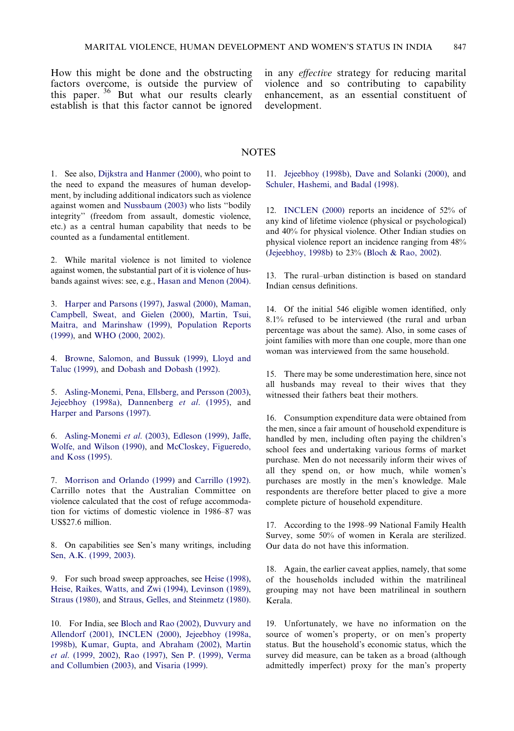How this might be done and the obstructing factors overcome, is outside the purview of this paper.[36] But what our results clearly establish is that this factor cannot be ignored in any *effective* strategy for reducing marital violence and so contributing to capability enhancement, as an essential constituent of development.

## NOTES

1. See also, Dijkstra and Hanmer (2000), who point to the need to expand the measures of human development, by including additional indicators such as violence against women and Nussbaum (2003) who lists "bodily integrity" (freedom from assault, domestic violence, etc.) as a central human capability that needs to be counted as a fundamental entitlement.

2. While marital violence is not limited to violence against women, the substantial part of it is violence of husbands against wives: see, e.g., Hasan and Menon (2004).

3. Harper and Parsons (1997), Jaswal (2000), Maman, Campbell, Sweat, and Gielen (2000), Martin, Tsui, Maitra, and Marinshaw (1999), Population Reports (1999), and WHO (2000, 2002).

4. Browne, Salomon, and Bussuk (1999), Lloyd and Taluc (1999), and Dobash and Dobash (1992).

5. Asling-Monemi, Pena, Ellsberg, and Persson (2003), Jejeebhoy (1998a), Dannenberg *et al*. (1995), and Harper and Parsons (1997).

6. Asling-Monemi *et al*. (2003), Edleson (1999), Jaffe, Wolfe, and Wilson (1990), and McCloskey, Figuredo, and Koss (1995).

7. Morrison and Orlando (1999) and Carrillo (1992). Carrillo notes that the Australian Committee on violence calculated that the cost of refuge accommodation for victims of domestic violence in 1986–87 was US$27.6 million.

8. On capabilities see Sen's many writings, including Sen, A.K. (1999, 2003).

9. For such broad sweep approaches, see Heise (1998), Heise, Raikes, Watts, and Zwi (1994), Levinson (1989), Straus (1980), and Straus, Gelles, and Steinmetz (1980).

10. For India, see Bloch and Rao (2002), Duvvury and Allendorf (2001), INCLEN (2000), Jejeebhoy (1998a, 1998b), Kumar, Gupta, and Abraham (2002), Martin *et al*. (1999, 2002), Rao (1997), Sen P. (1999), Verma and Collumbien (2003), and Visaria (1999).

11. Jejeebhoy (1998b), Dave and Solanki (2000), and Schuler, Hashemi, and Badal (1998).

12. INCLEN (2000) reports an incidence of 52% of any kind of lifetime violence (physical or psychological) and 40% for physical violence. Other Indian studies on physical violence report an incidence ranging from 48% (Jejeebhoy, 1998b) to 23% (Bloch & Rao, 2002).

13. The rural–urban distinction is based on standard Indian census definitions.

14. Of the initial 546 eligible women identified, only 8.1% refused to be interviewed (the rural and urban percentage was about the same). Also, in some cases of joint families with more than one couple, more than one woman was interviewed from the same household.

15. There may be some underestimation here, since not all husbands may reveal to their wives that they witnessed their fathers beat their mothers.

16. Consumption expenditure data were obtained from the men, since a fair amount of household expenditure is handled by men, including often paying the children's school fees and undertaking various forms of market purchase. Men do not necessarily inform their wives of all they spend on, or how much, while women's purchases are mostly in the men's knowledge. Male respondents are therefore better placed to give a more complete picture of household expenditure.

17. According to the 1998–99 National Family Health Survey, some 50% of women in Kerala are sterilized. Our data do not have this information.

18. Again, the earlier caveat applies, namely, that some of the households included within the matrilineal grouping may not have been matrilineal in southern Kerala.

19. Unfortunately, we have no information on the source of women's property, or on men's property status. But the household's economic status, which the survey did measure, can be taken as a broad (although admittedly imperfect) proxy for the man's property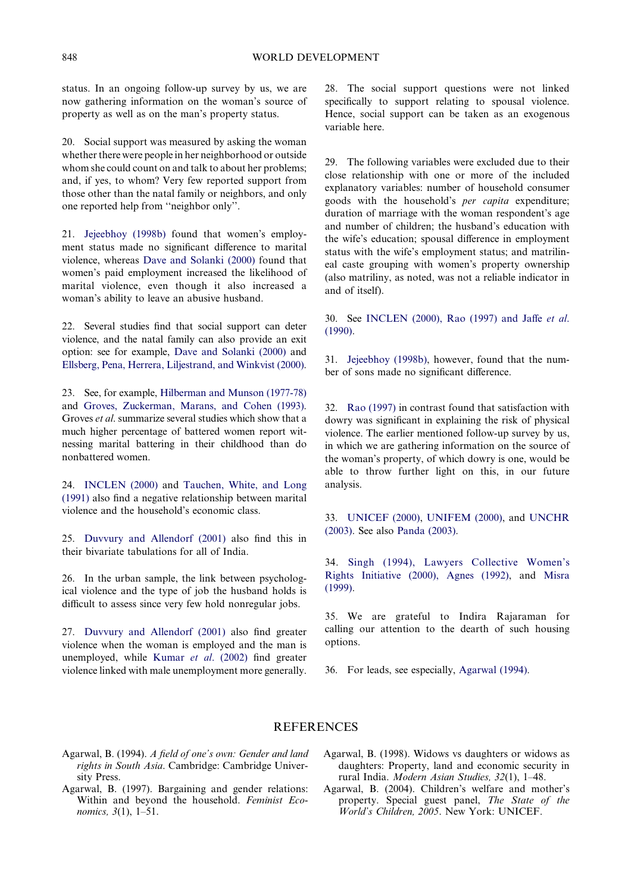status. In an ongoing follow-up survey by us, we are now gathering information on the woman's source of property as well as on the man's property status.

20. Social support was measured by asking the woman whether there were people in her neighborhood or outside whom she could count on and talk to about her problems; and, if yes, to whom? Very few reported support from those other than the natal family or neighbors, and only one reported help from "neighbor only".

21. Jejeebhoy (1998b) found that women's employment status made no significant difference to marital violence, whereas Dave and Solanki (2000) found that women's paid employment increased the likelihood of marital violence, even though it also increased a woman's ability to leave an abusive husband.

22. Several studies find that social support can deter violence, and the natal family can also provide an exit option: see for example, Dave and Solanki (2000) and Ellsberg, Pena, Herrera, Liljestrand, and Winkvist (2000).

23. See, for example, Hilberman and Munson (1977-78) and Groves, Zuckerman, Marans, and Cohen (1993). Groves *et al*. summarize several studies which show that a much higher percentage of battered women report witnessing marital battering in their childhood than do nonbattered women.

24. INCLEN (2000) and Tauchen, White, and Long (1991) also find a negative relationship between marital violence and the household's economic class.

25. Duvvury and Allendorf (2001) also find this in their bivariate tabulations for all of India.

26. In the urban sample, the link between psychological violence and the type of job the husband holds is difficult to assess since very few hold nonregular jobs.

27. Duvvury and Allendorf (2001) also find greater violence when the woman is employed and the man is unemployed, while Kumar *et al*. (2002) find greater violence linked with male unemployment more generally.

28. The social support questions were not linked specifically to support relating to spousal violence. Hence, social support can be taken as an exogenous variable here.

29. The following variables were excluded due to their close relationship with one or more of the included explanatory variables: number of household consumer goods with the household's *per capita* expenditure; duration of marriage with the woman respondent's age and number of children; the husband's education with the wife's education; spousal difference in employment status with the wife's employment status; and matrilineal caste grouping with women's property ownership (also matriliny, as noted, was not a reliable indicator in and of itself).

30. See INCLEN (2000), Rao (1997) and Jaffe *et al*. (1990).

31. Jejeebhoy (1998b), however, found that the number of sons made no significant difference.

32. Rao (1997) in contrast found that satisfaction with dowry was significant in explaining the risk of physical violence. The earlier mentioned follow-up survey by us, in which we are gathering information on the source of the woman's property, of which dowry is one, would be able to throw further light on this, in our future analysis.

33. UNICEF (2000), UNIFEM (2000), and UNCHR (2003). See also Panda (2003).

34. Singh (1994), Lawyers Collective Women's Rights Initiative (2000), Agnes (1992), and Misra (1999).

35. We are grateful to Indira Rajaraman for calling our attention to the dearth of such housing options.

36. For leads, see especially, Agarwal (1994).

# REFERENCES

Agarwal, B. (1994). *A field of one's own: Gender and land rights in South Asia*. Cambridge: Cambridge University Press.

Agarwal, B. (1997). Bargaining and gender relations: Within and beyond the household. *Feminist Economics, 3*(1), 1–51.

Agarwal, B. (1998). Widows vs daughters or widows as daughters: Property, land and economic security in rural India. *Modern Asian Studies, 32*(1), 1–48.

Agarwal, B. (2004). Children's welfare and mother's property. Special guest panel, *The State of the World's Children, 2005*. New York: UNICEF.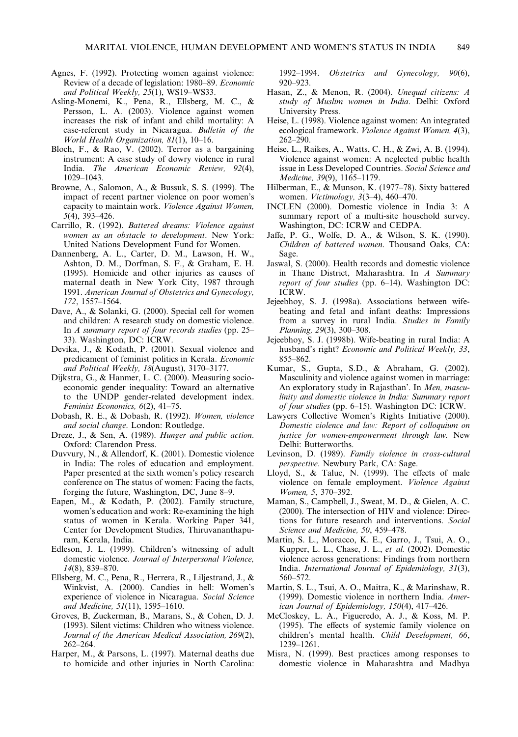Agnes, F. (1992). Protecting women against violence: Review of a decade of legislation: 1980–89. *Economic and Political Weekly, 25*(1), WS19–WS33.

Asling-Monemi, K., Pena, R., Ellsberg, M. C., & Persson, L. A. (2003). Violence against women increases the risk of infant and child mortality: A case-referent study in Nicaragua. *Bulletin of the World Health Organization, 81*(1), 10–16.

Bloch, F., & Rao, V. (2002). Terror as a bargaining instrument: A case study of dowry violence in rural India. *The American Economic Review, 92*(4), 1029–1043.

Browne, A., Salomon, A., & Bussuk, S. S. (1999). The impact of recent partner violence on poor women's capacity to maintain work. *Violence Against Women, 5*(4), 393–426.

Carrillo, R. (1992). *Battered dreams: Violence against women as an obstacle to development*. New York: United Nations Development Fund for Women.

Dannenberg, A. L., Carter, D. M., Lawson, H. W., Ashton, D. M., Dorfman, S. F., & Graham, E. H. (1995). Homicide and other injuries as causes of maternal death in New York City, 1987 through 1991. *American Journal of Obstetrics and Gynecology, 172*, 1557–1564.

Dave, A., & Solanki, G. (2000). Special cell for women and children: A research study on domestic violence. In *A summary report of four records studies* (pp. 25–33). Washington, DC: ICRW.

Devika, J., & Kodath, P. (2001). Sexual violence and predicament of feminist politics in Kerala. *Economic and Political Weekly, 18*(August), 3170–3177.

Dijkstra, G., & Hanmer, L. C. (2000). Measuring socio-economic gender inequality: Toward an alternative to the UNDP gender-related development index. *Feminist Economics, 6*(2), 41–75.

Dobash, R. E., & Dobash, R. (1992). *Women, violence and social change*. London: Routledge.

Dreze, J., & Sen, A. (1989). *Hunger and public action*. Oxford: Clarendon Press.

Duvvury, N., & Allendorf, K. (2001). Domestic violence in India: The roles of education and employment. Paper presented at the sixth women's policy research conference on The status of women: Facing the facts, forging the future, Washington, DC, June 8–9.

Eapen, M., & Kodath, P. (2002). Family structure, women's education and work: Re-examining the high status of women in Kerala. Working Paper 341, Center for Development Studies, Thiruvananthapuram, Kerala, India.

Edleson, J. L. (1999). Children's witnessing of adult domestic violence. *Journal of Interpersonal Violence, 14*(8), 839–870.

Ellsberg, M. C., Pena, R., Herrera, R., Liljestrand, J., & Winkvist, A. (2000). Candies in hell: Women's experience of violence in Nicaragua. *Social Science and Medicine, 51*(11), 1595–1610.

Groves, B, Zuckerman, B., Marans, S., & Cohen, D. J. (1993). Silent victims: Children who witness violence. *Journal of the American Medical Association, 269*(2), 262–264.

Harper, M., & Parsons, L. (1997). Maternal deaths due to homicide and other injuries in North Carolina: 1992–1994. *Obstetrics and Gynecology, 90*(6), 920–923.

Hasan, Z., & Menon, R. (2004). *Unequal citizens: A study of Muslim women in India*. Delhi: Oxford University Press.

Heise, L. (1998). Violence against women: An integrated ecological framework. *Violence Against Women, 4*(3), 262–290.

Heise, L., Raikes, A., Watts, C. H., & Zwi, A. B. (1994). Violence against women: A neglected public health issue in Less Developed Countries. *Social Science and Medicine, 39*(9), 1165–1179.

Hilberman, E., & Munson, K. (1977–78). Sixty battered women. *Victimology, 3*(3–4), 460–470.

INCLEN (2000). Domestic violence in India 3: A summary report of a multi-site household survey. Washington, DC: ICRW and CEDPA.

Jaffe, P. G., Wolfe, D. A., & Wilson, S. K. (1990). *Children of battered women*. Thousand Oaks, CA: Sage.

Jaswal, S. (2000). Health records and domestic violence in Thane District, Maharashtra. In *A Summary report of four studies* (pp. 6–14). Washington DC: ICRW.

Jejeebhoy, S. J. (1998a). Associations between wife-beating and fetal and infant deaths: Impressions from a survey in rural India. *Studies in Family Planning, 29*(3), 300–308.

Jejeebhoy, S. J. (1998b). Wife-beating in rural India: A husband's right? *Economic and Political Weekly, 33*, 855–862.

Kumar, S., Gupta, S.D., & Abraham, G. (2002). Masculinity and violence against women in marriage: An exploratory study in Rajasthan'. In *Men, masculinity and domestic violence in India: Summary report of four studies* (pp. 6–15). Washington DC: ICRW.

Lawyers Collective Women's Rights Initiative (2000). *Domestic violence and law: Report of colloquium on justice for women-empowerment through law.* New Delhi: Butterworths.

Levinson, D. (1989). *Family violence in cross-cultural perspective*. Newbury Park, CA: Sage.

Lloyd, S., & Taluc, N. (1999). The effects of male violence on female employment. *Violence Against Women, 5*, 370–392.

Maman, S., Campbell, J., Sweat, M. D., & Gielen, A. C. (2000). The intersection of HIV and violence: Directions for future research and interventions. *Social Science and Medicine, 50*, 459–478.

Martin, S. L., Moracco, K. E., Garro, J., Tsui, A. O., Kupper, L. L., Chase, J. L., *et al.* (2002). Domestic violence across generations: Findings from northern India. *International Journal of Epidemiology, 31*(3), 560–572.

Martin, S. L., Tsui, A. O., Maitra, K., & Marinshaw, R. (1999). Domestic violence in northern India. *American Journal of Epidemiology, 150*(4), 417–426.

McCloskey, L. A., Figueredo, A. J., & Koss, M. P. (1995). The effects of systemic family violence on children's mental health. *Child Development, 66*, 1239–1261.

Misra, N. (1999). Best practices among responses to domestic violence in Maharashtra and Madhya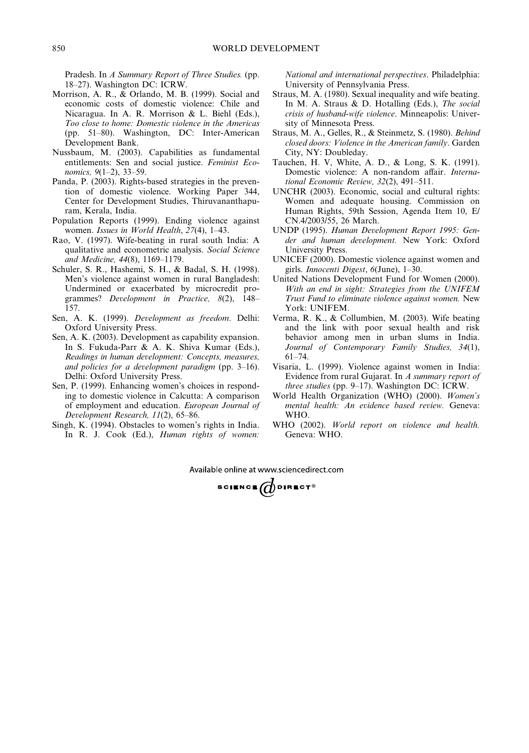Pradesh. In *A Summary Report of Three Studies.* (pp. 18–27). Washington DC: ICRW.

Morrison, A. R., & Orlando, M. B. (1999). Social and economic costs of domestic violence: Chile and Nicaragua. In A. R. Morrison & L. Biehl (Eds.), *Too close to home: Domestic violence in the Americas* (pp. 51–80). Washington, DC: Inter-American Development Bank.

Nussbaum, M. (2003). Capabilities as fundamental entitlements: Sen and social justice. *Feminist Economics, 9*(1–2), 33–59.

Panda, P. (2003). Rights-based strategies in the prevention of domestic violence. Working Paper 344, Center for Development Studies, Thiruvananthapuram, Kerala, India.

Population Reports (1999). Ending violence against women. *Issues in World Health*, *27*(4), 1–43.

Rao, V. (1997). Wife-beating in rural south India: A qualitative and econometric analysis. *Social Science and Medicine, 44*(8), 1169–1179.

Schuler, S. R., Hashemi, S. H., & Badal, S. H. (1998). Men's violence against women in rural Bangladesh: Undermined or exacerbated by microcredit programmes? *Development in Practice, 8*(2), 148–157.

Sen, A. K. (1999). *Development as freedom*. Delhi: Oxford University Press.

Sen, A. K. (2003). Development as capability expansion. In S. Fukuda-Parr & A. K. Shiva Kumar (Eds.), *Readings in human development: Concepts, measures, and policies for a development paradigm* (pp. 3–16). Delhi: Oxford University Press.

Sen, P. (1999). Enhancing women's choices in responding to domestic violence in Calcutta: A comparison of employment and education. *European Journal of Development Research, 11*(2), 65–86.

Singh, K. (1994). Obstacles to women's rights in India. In R. J. Cook (Ed.), *Human rights of women: National and international perspectives*. Philadelphia: University of Pennsylvania Press.

Straus, M. A. (1980). Sexual inequality and wife beating. In M. A. Straus & D. Hotalling (Eds.), *The social crisis of husband-wife violence*. Minneapolis: University of Minnesota Press.

Straus, M. A., Gelles, R., & Steinmetz, S. (1980). *Behind closed doors: Violence in the American family*. Garden City, NY: Doubleday.

Tauchen, H. V, White, A. D., & Long, S. K. (1991). Domestic violence: A non-random affair. *International Economic Review, 32*(2), 491–511.

UNCHR (2003). Economic, social and cultural rights: Women and adequate housing. Commission on Human Rights, 59th Session, Agenda Item 10, E/CN.4/2003/55, 26 March.

UNDP (1995). *Human Development Report 1995: Gender and human development.* New York: Oxford University Press.

UNICEF (2000). Domestic violence against women and girls. *Innocenti Digest*, *6*(June), 1–30.

United Nations Development Fund for Women (2000). *With an end in sight: Strategies from the UNIFEM Trust Fund to eliminate violence against women.* New York: UNIFEM.

Verma, R. K., & Collumbien, M. (2003). Wife beating and the link with poor sexual health and risk behavior among men in urban slums in India. *Journal of Contemporary Family Studies, 34*(1), 61–74.

Visaria, L. (1999). Violence against women in India: Evidence from rural Gujarat. In *A summary report of three studies* (pp. 9–17). Washington DC: ICRW.

World Health Organization (WHO) (2000). *Women's mental health: An evidence based review.* Geneva: WHO.

WHO (2002). *World report on violence and health.* Geneva: WHO.

Available online at www.sciencedirect.com

SCIENCE DIRECT®